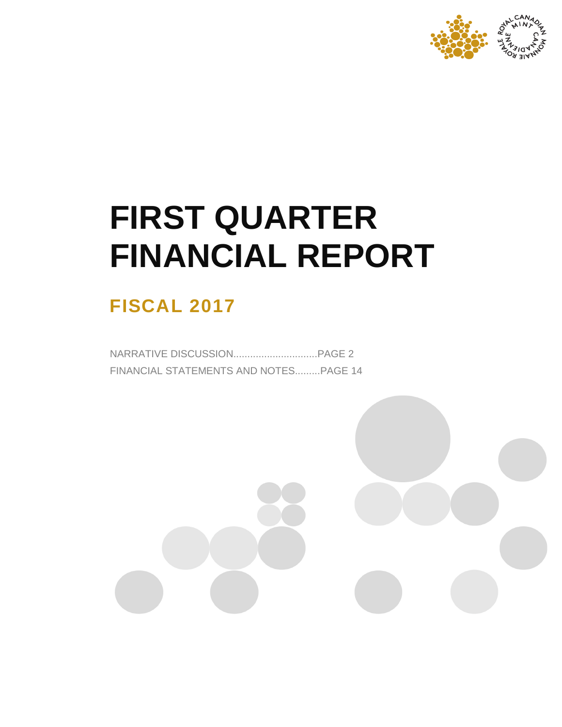# FIRST QUARTER FINANCIAL REPORT

## FISCAL 2017

NARRATIVE DISCUSSION..............................PAGE 2
FINANCIAL STATEMENTS AND NOTES.........PAGE 14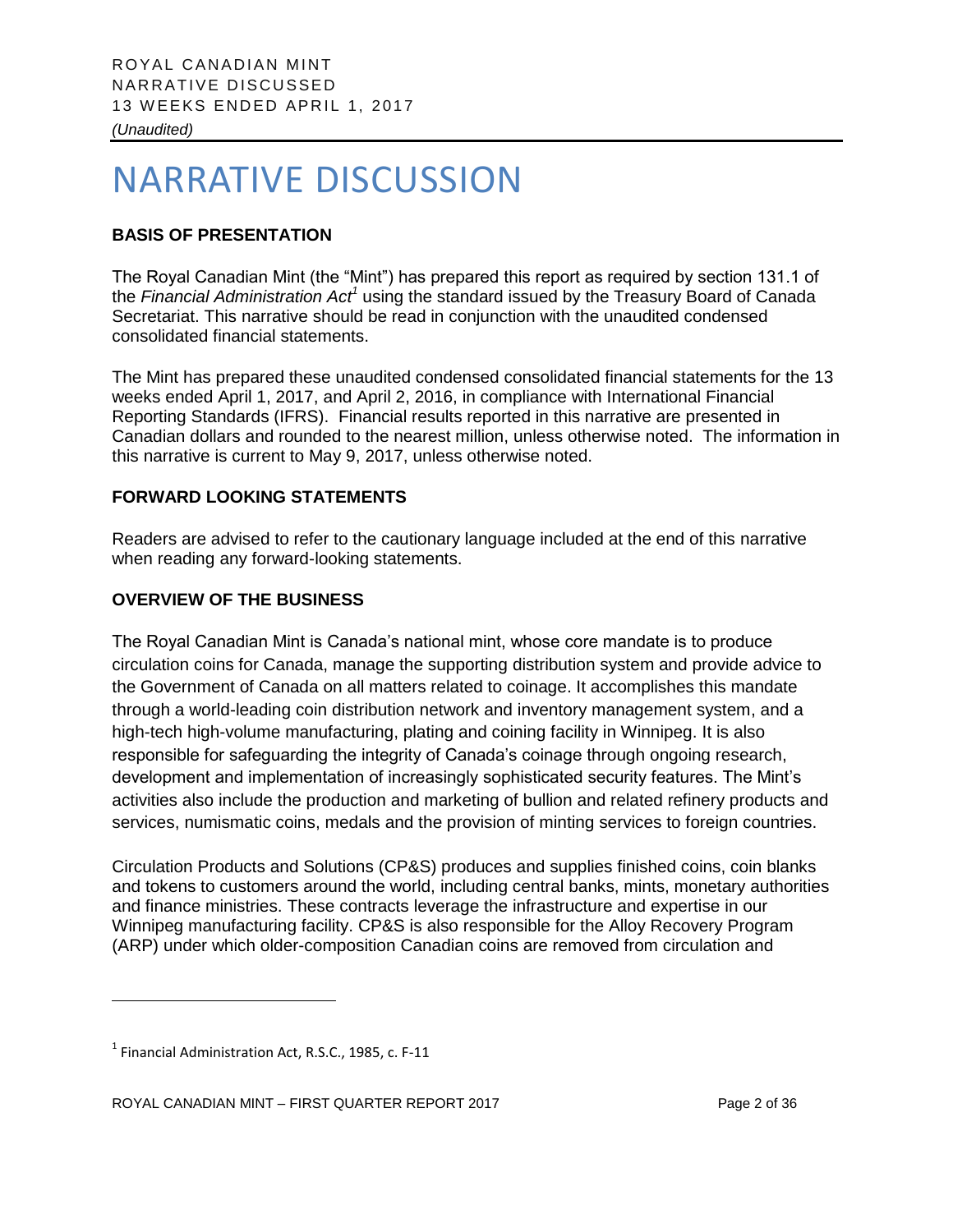# NARRATIVE DISCUSSION

## BASIS OF PRESENTATION

The Royal Canadian Mint (the "Mint") has prepared this report as required by section 131.1 of the *Financial Administration Act*[1] using the standard issued by the Treasury Board of Canada Secretariat. This narrative should be read in conjunction with the unaudited condensed consolidated financial statements.

The Mint has prepared these unaudited condensed consolidated financial statements for the 13 weeks ended April 1, 2017, and April 2, 2016, in compliance with International Financial Reporting Standards (IFRS). Financial results reported in this narrative are presented in Canadian dollars and rounded to the nearest million, unless otherwise noted. The information in this narrative is current to May 9, 2017, unless otherwise noted.

## FORWARD LOOKING STATEMENTS

Readers are advised to refer to the cautionary language included at the end of this narrative when reading any forward-looking statements.

## OVERVIEW OF THE BUSINESS

The Royal Canadian Mint is Canada's national mint, whose core mandate is to produce circulation coins for Canada, manage the supporting distribution system and provide advice to the Government of Canada on all matters related to coinage. It accomplishes this mandate through a world-leading coin distribution network and inventory management system, and a high-tech high-volume manufacturing, plating and coining facility in Winnipeg. It is also responsible for safeguarding the integrity of Canada's coinage through ongoing research, development and implementation of increasingly sophisticated security features. The Mint's activities also include the production and marketing of bullion and related refinery products and services, numismatic coins, medals and the provision of minting services to foreign countries.

Circulation Products and Solutions (CP&S) produces and supplies finished coins, coin blanks and tokens to customers around the world, including central banks, mints, monetary authorities and finance ministries. These contracts leverage the infrastructure and expertise in our Winnipeg manufacturing facility. CP&S is also responsible for the Alloy Recovery Program (ARP) under which older-composition Canadian coins are removed from circulation and

[1] Financial Administration Act, R.S.C., 1985, c. F-11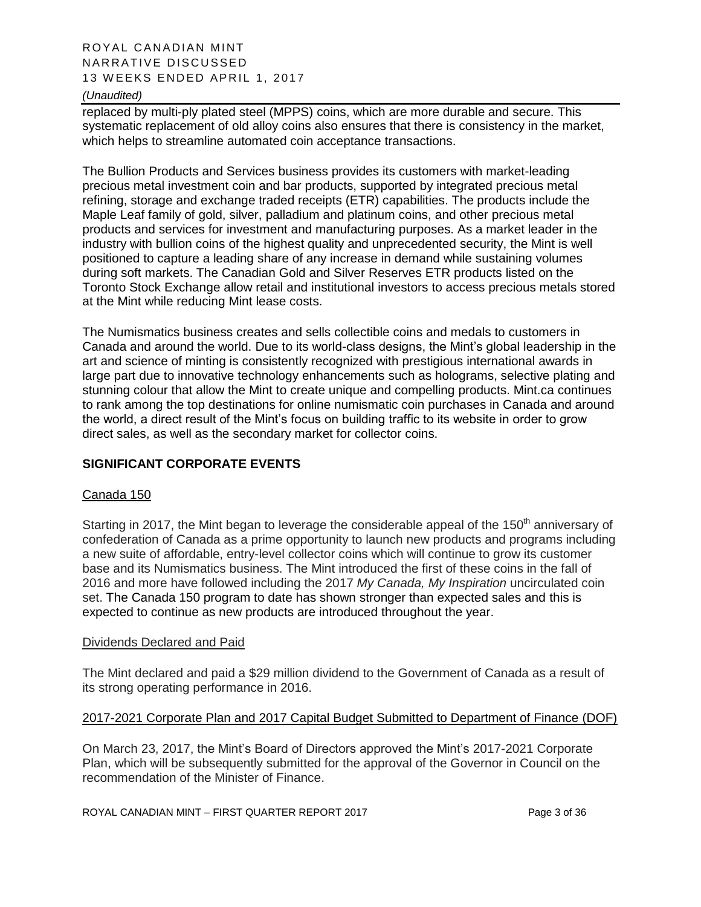replaced by multi-ply plated steel (MPPS) coins, which are more durable and secure. This systematic replacement of old alloy coins also ensures that there is consistency in the market, which helps to streamline automated coin acceptance transactions.

The Bullion Products and Services business provides its customers with market-leading precious metal investment coin and bar products, supported by integrated precious metal refining, storage and exchange traded receipts (ETR) capabilities. The products include the Maple Leaf family of gold, silver, palladium and platinum coins, and other precious metal products and services for investment and manufacturing purposes. As a market leader in the industry with bullion coins of the highest quality and unprecedented security, the Mint is well positioned to capture a leading share of any increase in demand while sustaining volumes during soft markets. The Canadian Gold and Silver Reserves ETR products listed on the Toronto Stock Exchange allow retail and institutional investors to access precious metals stored at the Mint while reducing Mint lease costs.

The Numismatics business creates and sells collectible coins and medals to customers in Canada and around the world. Due to its world-class designs, the Mint's global leadership in the art and science of minting is consistently recognized with prestigious international awards in large part due to innovative technology enhancements such as holograms, selective plating and stunning colour that allow the Mint to create unique and compelling products. Mint.ca continues to rank among the top destinations for online numismatic coin purchases in Canada and around the world, a direct result of the Mint's focus on building traffic to its website in order to grow direct sales, as well as the secondary market for collector coins.

## SIGNIFICANT CORPORATE EVENTS

### Canada 150

Starting in 2017, the Mint began to leverage the considerable appeal of the 150th anniversary of confederation of Canada as a prime opportunity to launch new products and programs including a new suite of affordable, entry-level collector coins which will continue to grow its customer base and its Numismatics business. The Mint introduced the first of these coins in the fall of 2016 and more have followed including the 2017 *My Canada, My Inspiration* uncirculated coin set. The Canada 150 program to date has shown stronger than expected sales and this is expected to continue as new products are introduced throughout the year.

### Dividends Declared and Paid

The Mint declared and paid a $29 million dividend to the Government of Canada as a result of its strong operating performance in 2016.

### 2017-2021 Corporate Plan and 2017 Capital Budget Submitted to Department of Finance (DOF)

On March 23, 2017, the Mint's Board of Directors approved the Mint's 2017-2021 Corporate Plan, which will be subsequently submitted for the approval of the Governor in Council on the recommendation of the Minister of Finance.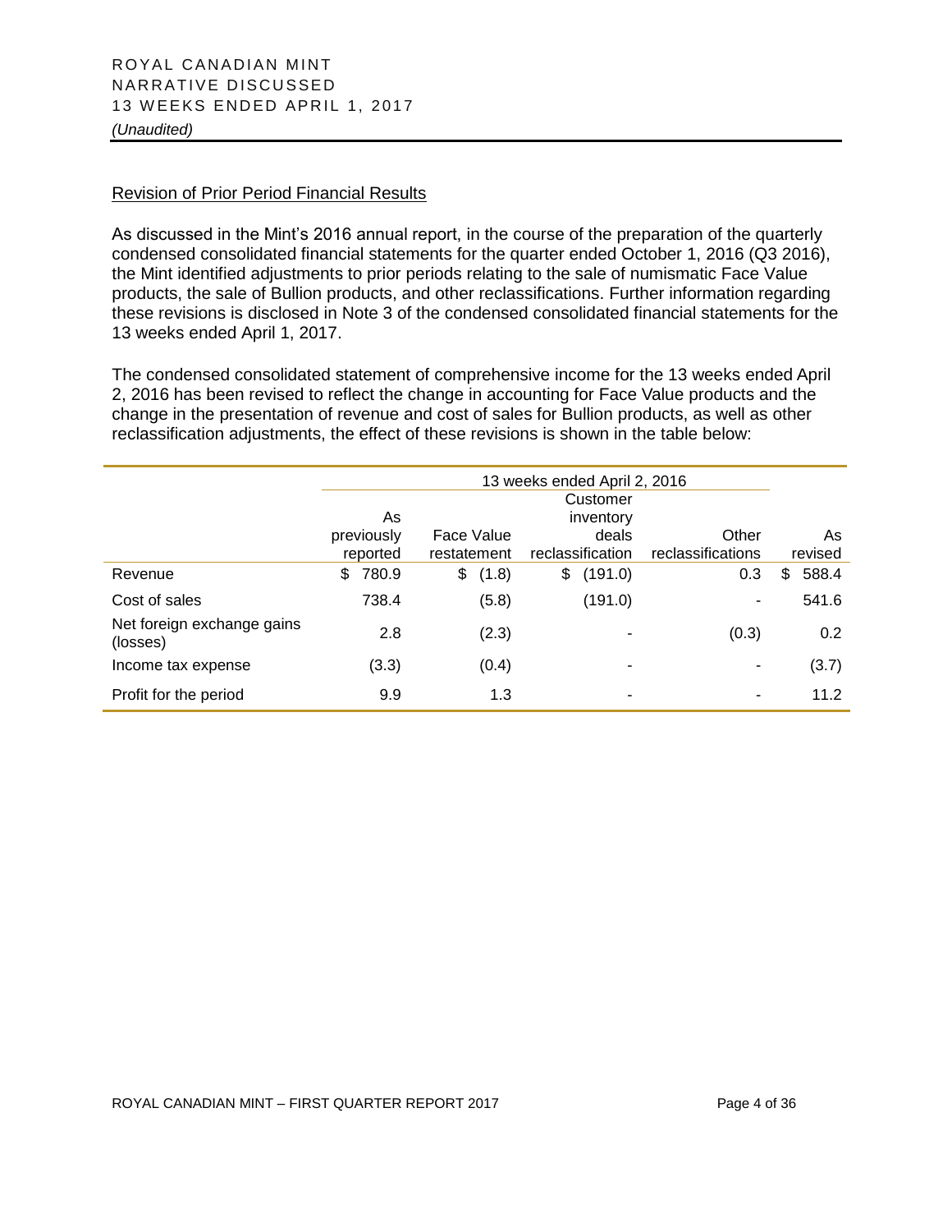## Revision of Prior Period Financial Results

As discussed in the Mint's 2016 annual report, in the course of the preparation of the quarterly condensed consolidated financial statements for the quarter ended October 1, 2016 (Q3 2016), the Mint identified adjustments to prior periods relating to the sale of numismatic Face Value products, the sale of Bullion products, and other reclassifications. Further information regarding these revisions is disclosed in Note 3 of the condensed consolidated financial statements for the 13 weeks ended April 1, 2017.

The condensed consolidated statement of comprehensive income for the 13 weeks ended April 2, 2016 has been revised to reflect the change in accounting for Face Value products and the change in the presentation of revenue and cost of sales for Bullion products, as well as other reclassification adjustments, the effect of these revisions is shown in the table below:

| | 13 weeks ended April 2, 2016 | | | | |
|---|---|---|---|---|---|
| | As previously reported | Face Value restatement | Customer inventory deals reclassification | Other reclassifications | As revised |
| Revenue | $ 780.9 | $ (1.8) | $ (191.0) | 0.3 | $ 588.4 |
| Cost of sales | 738.4 | (5.8) | (191.0) | - | 541.6 |
| Net foreign exchange gains (losses) | 2.8 | (2.3) | - | (0.3) | 0.2 |
| Income tax expense | (3.3) | (0.4) | - | - | (3.7) |
| Profit for the period | 9.9 | 1.3 | - | - | 11.2 |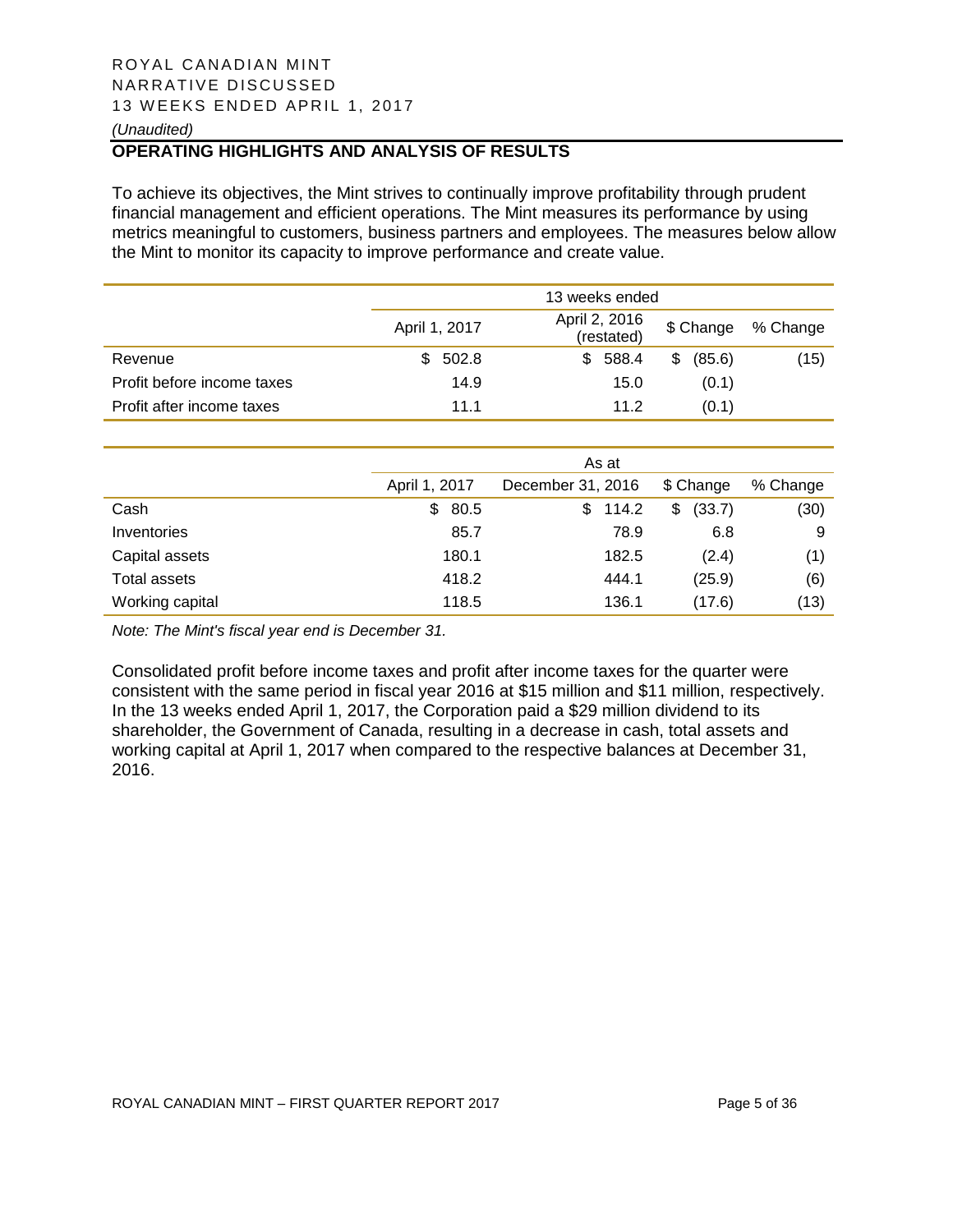*(Unaudited)*

## OPERATING HIGHLIGHTS AND ANALYSIS OF RESULTS

To achieve its objectives, the Mint strives to continually improve profitability through prudent financial management and efficient operations. The Mint measures its performance by using metrics meaningful to customers, business partners and employees. The measures below allow the Mint to monitor its capacity to improve performance and create value.

| | 13 weeks ended | | | |
|---|---|---|---|---|
| | April 1, 2017 | April 2, 2016 (restated) | $ Change | % Change |
| Revenue | $ 502.8 | $ 588.4 | $ (85.6) | (15) |
| Profit before income taxes | 14.9 | 15.0 | (0.1) | |
| Profit after income taxes | 11.1 | 11.2 | (0.1) | |

| | As at | | | |
|---|---|---|---|---|
| | April 1, 2017 | December 31, 2016 | $ Change | % Change |
| Cash | $ 80.5 | $ 114.2 | $ (33.7) | (30) |
| Inventories | 85.7 | 78.9 | 6.8 | 9 |
| Capital assets | 180.1 | 182.5 | (2.4) | (1) |
| Total assets | 418.2 | 444.1 | (25.9) | (6) |
| Working capital | 118.5 | 136.1 | (17.6) | (13) |

*Note: The Mint's fiscal year end is December 31.*

Consolidated profit before income taxes and profit after income taxes for the quarter were consistent with the same period in fiscal year 2016 at $15 million and $11 million, respectively. In the 13 weeks ended April 1, 2017, the Corporation paid a $29 million dividend to its shareholder, the Government of Canada, resulting in a decrease in cash, total assets and working capital at April 1, 2017 when compared to the respective balances at December 31, 2016.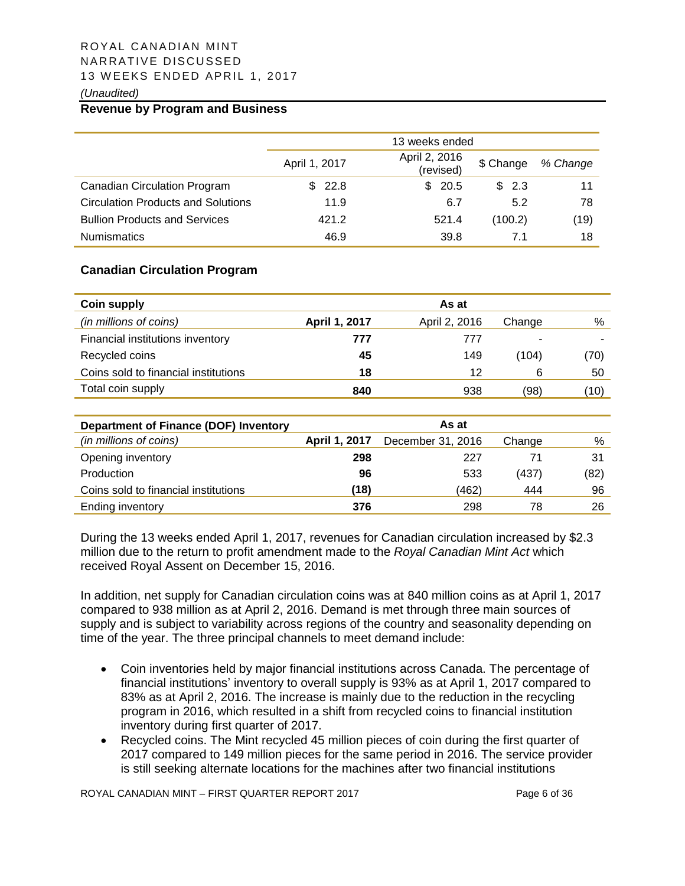ROYAL CANADIAN MINT
NARRATIVE DISCUSSED
13 WEEKS ENDED APRIL 1, 2017
*(Unaudited)*

## Revenue by Program and Business

| | 13 weeks ended | | | |
|---|---|---|---|---|
| | April 1, 2017 | April 2, 2016 (revised) | $ Change | *% Change* |
| Canadian Circulation Program | $ 22.8 | $ 20.5 | $ 2.3 | 11 |
| Circulation Products and Solutions | 11.9 | 6.7 | 5.2 | 78 |
| Bullion Products and Services | 421.2 | 521.4 | (100.2) | (19) |
| Numismatics | 46.9 | 39.8 | 7.1 | 18 |

### Canadian Circulation Program

| **Coin supply** | **As at** | | | |
|---|---|---|---|---|
| *(in millions of coins)* | **April 1, 2017** | April 2, 2016 | Change | % |
| Financial institutions inventory | **777** | 777 | - | - |
| Recycled coins | **45** | 149 | (104) | (70) |
| Coins sold to financial institutions | **18** | 12 | 6 | 50 |
| Total coin supply | **840** | 938 | (98) | (10) |

| **Department of Finance (DOF) Inventory** | **As at** | | | |
|---|---|---|---|---|
| *(in millions of coins)* | **April 1, 2017** | December 31, 2016 | Change | % |
| Opening inventory | **298** | 227 | 71 | 31 |
| Production | **96** | 533 | (437) | (82) |
| Coins sold to financial institutions | **(18)** | (462) | 444 | 96 |
| Ending inventory | **376** | 298 | 78 | 26 |

During the 13 weeks ended April 1, 2017, revenues for Canadian circulation increased by $2.3 million due to the return to profit amendment made to the *Royal Canadian Mint Act* which received Royal Assent on December 15, 2016.

In addition, net supply for Canadian circulation coins was at 840 million coins as at April 1, 2017 compared to 938 million as at April 2, 2016. Demand is met through three main sources of supply and is subject to variability across regions of the country and seasonality depending on time of the year. The three principal channels to meet demand include:

- Coin inventories held by major financial institutions across Canada. The percentage of financial institutions' inventory to overall supply is 93% as at April 1, 2017 compared to 83% as at April 2, 2016. The increase is mainly due to the reduction in the recycling program in 2016, which resulted in a shift from recycled coins to financial institution inventory during first quarter of 2017.
- Recycled coins. The Mint recycled 45 million pieces of coin during the first quarter of 2017 compared to 149 million pieces for the same period in 2016. The service provider is still seeking alternate locations for the machines after two financial institutions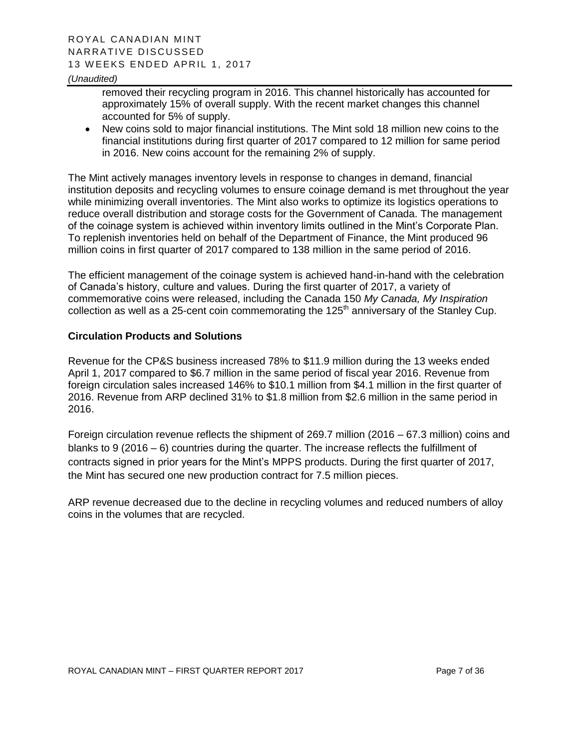removed their recycling program in 2016. This channel historically has accounted for approximately 15% of overall supply. With the recent market changes this channel accounted for 5% of supply.

- New coins sold to major financial institutions. The Mint sold 18 million new coins to the financial institutions during first quarter of 2017 compared to 12 million for same period in 2016. New coins account for the remaining 2% of supply.

The Mint actively manages inventory levels in response to changes in demand, financial institution deposits and recycling volumes to ensure coinage demand is met throughout the year while minimizing overall inventories. The Mint also works to optimize its logistics operations to reduce overall distribution and storage costs for the Government of Canada. The management of the coinage system is achieved within inventory limits outlined in the Mint's Corporate Plan. To replenish inventories held on behalf of the Department of Finance, the Mint produced 96 million coins in first quarter of 2017 compared to 138 million in the same period of 2016.

The efficient management of the coinage system is achieved hand-in-hand with the celebration of Canada's history, culture and values. During the first quarter of 2017, a variety of commemorative coins were released, including the Canada 150 *My Canada, My Inspiration* collection as well as a 25-cent coin commemorating the 125th anniversary of the Stanley Cup.

### Circulation Products and Solutions

Revenue for the CP&S business increased 78% to $11.9 million during the 13 weeks ended April 1, 2017 compared to $6.7 million in the same period of fiscal year 2016. Revenue from foreign circulation sales increased 146% to $10.1 million from $4.1 million in the first quarter of 2016. Revenue from ARP declined 31% to $1.8 million from $2.6 million in the same period in 2016.

Foreign circulation revenue reflects the shipment of 269.7 million (2016 – 67.3 million) coins and blanks to 9 (2016 – 6) countries during the quarter. The increase reflects the fulfillment of contracts signed in prior years for the Mint's MPPS products. During the first quarter of 2017, the Mint has secured one new production contract for 7.5 million pieces.

ARP revenue decreased due to the decline in recycling volumes and reduced numbers of alloy coins in the volumes that are recycled.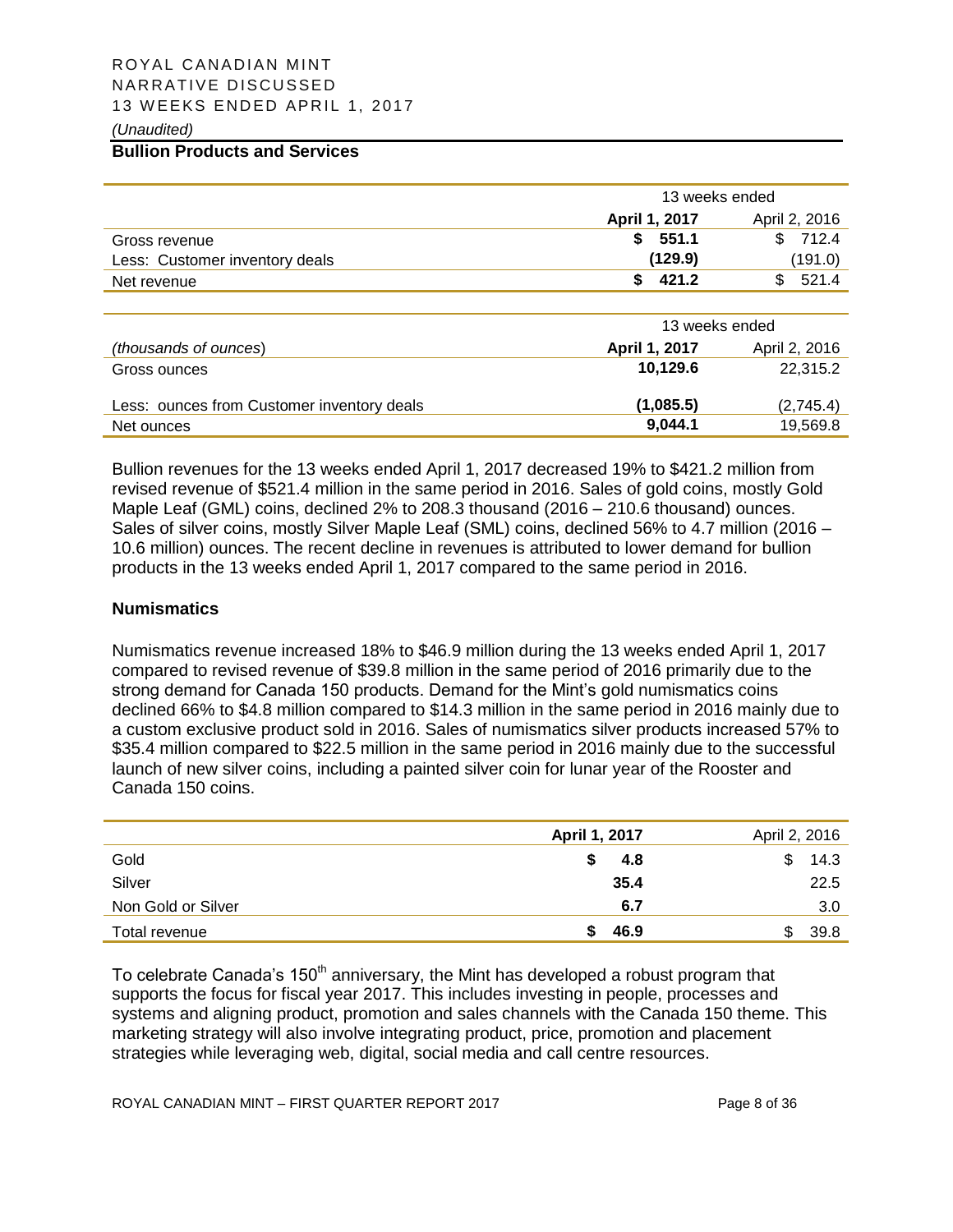## Bullion Products and Services

| | 13 weeks ended | |
|---|---|---|
| | **April 1, 2017** | April 2, 2016 |
| Gross revenue | **$ 551.1** | $ 712.4 |
| Less: Customer inventory deals | **(129.9)** | (191.0) |
| Net revenue | **$ 421.2** | $ 521.4 |

| | 13 weeks ended | |
|---|---|---|
| *(thousands of ounces)* | **April 1, 2017** | April 2, 2016 |
| Gross ounces | **10,129.6** | 22,315.2 |
| Less: ounces from Customer inventory deals | **(1,085.5)** | (2,745.4) |
| Net ounces | **9,044.1** | 19,569.8 |

Bullion revenues for the 13 weeks ended April 1, 2017 decreased 19% to $421.2 million from revised revenue of $521.4 million in the same period in 2016. Sales of gold coins, mostly Gold Maple Leaf (GML) coins, declined 2% to 208.3 thousand (2016 – 210.6 thousand) ounces. Sales of silver coins, mostly Silver Maple Leaf (SML) coins, declined 56% to 4.7 million (2016 – 10.6 million) ounces. The recent decline in revenues is attributed to lower demand for bullion products in the 13 weeks ended April 1, 2017 compared to the same period in 2016.

## Numismatics

Numismatics revenue increased 18% to $46.9 million during the 13 weeks ended April 1, 2017 compared to revised revenue of $39.8 million in the same period of 2016 primarily due to the strong demand for Canada 150 products. Demand for the Mint's gold numismatics coins declined 66% to $4.8 million compared to $14.3 million in the same period in 2016 mainly due to a custom exclusive product sold in 2016. Sales of numismatics silver products increased 57% to $35.4 million compared to $22.5 million in the same period in 2016 mainly due to the successful launch of new silver coins, including a painted silver coin for lunar year of the Rooster and Canada 150 coins.

| | **April 1, 2017** | April 2, 2016 |
|---|---|---|
| Gold | **$ 4.8** | $ 14.3 |
| Silver | **35.4** | 22.5 |
| Non Gold or Silver | **6.7** | 3.0 |
| Total revenue | **$ 46.9** | $ 39.8 |

To celebrate Canada's 150th anniversary, the Mint has developed a robust program that supports the focus for fiscal year 2017. This includes investing in people, processes and systems and aligning product, promotion and sales channels with the Canada 150 theme. This marketing strategy will also involve integrating product, price, promotion and placement strategies while leveraging web, digital, social media and call centre resources.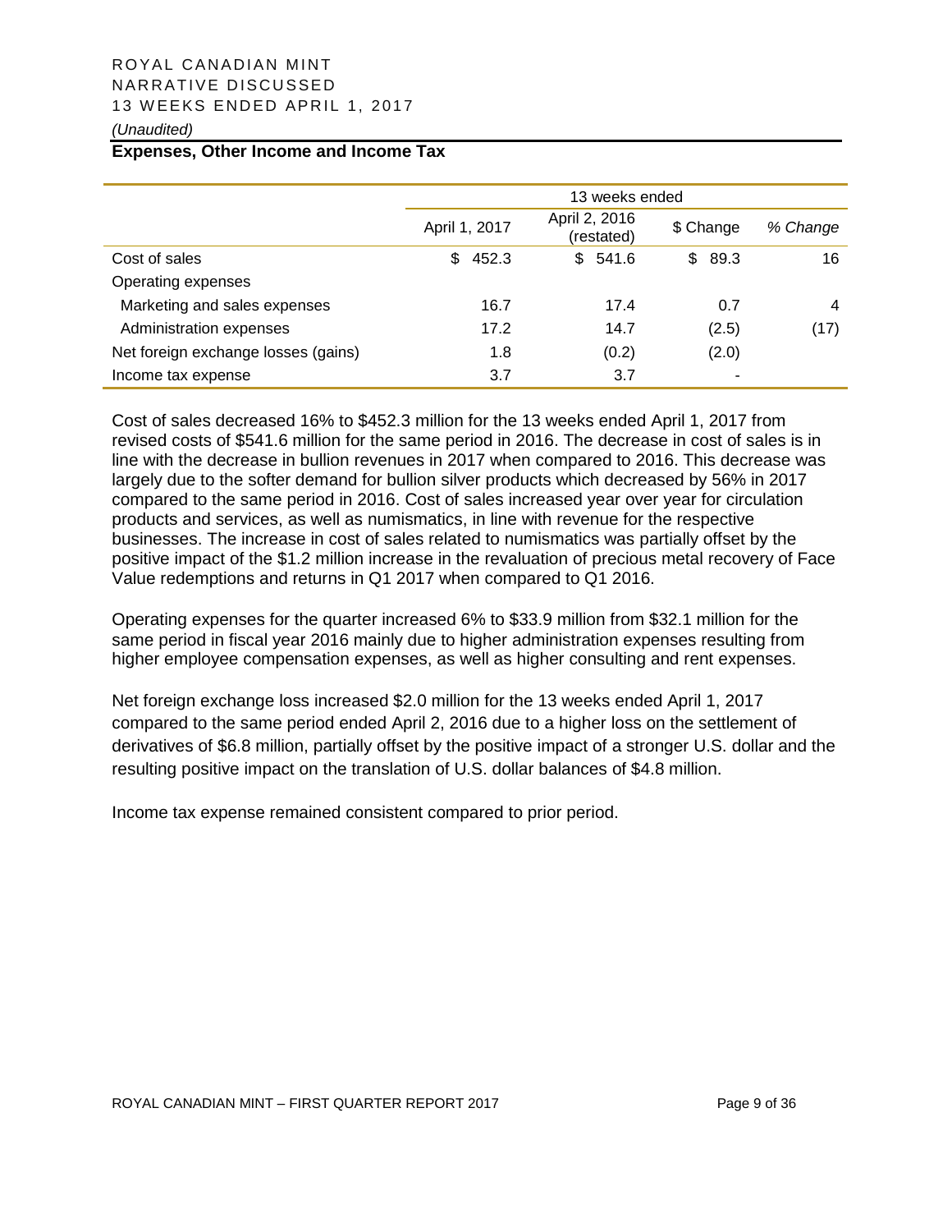## Expenses, Other Income and Income Tax

| | 13 weeks ended | | | |
|---|---|---|---|---|
| | April 1, 2017 | April 2, 2016 (restated) | $ Change | *% Change* |
| Cost of sales | $ 452.3 | $ 541.6 | $ 89.3 | 16 |
| Operating expenses | | | | |
| Marketing and sales expenses | 16.7 | 17.4 | 0.7 | 4 |
| Administration expenses | 17.2 | 14.7 | (2.5) | (17) |
| Net foreign exchange losses (gains) | 1.8 | (0.2) | (2.0) | |
| Income tax expense | 3.7 | 3.7 | - | |

Cost of sales decreased 16% to $452.3 million for the 13 weeks ended April 1, 2017 from revised costs of $541.6 million for the same period in 2016. The decrease in cost of sales is in line with the decrease in bullion revenues in 2017 when compared to 2016. This decrease was largely due to the softer demand for bullion silver products which decreased by 56% in 2017 compared to the same period in 2016. Cost of sales increased year over year for circulation products and services, as well as numismatics, in line with revenue for the respective businesses. The increase in cost of sales related to numismatics was partially offset by the positive impact of the $1.2 million increase in the revaluation of precious metal recovery of Face Value redemptions and returns in Q1 2017 when compared to Q1 2016.

Operating expenses for the quarter increased 6% to $33.9 million from $32.1 million for the same period in fiscal year 2016 mainly due to higher administration expenses resulting from higher employee compensation expenses, as well as higher consulting and rent expenses.

Net foreign exchange loss increased $2.0 million for the 13 weeks ended April 1, 2017 compared to the same period ended April 2, 2016 due to a higher loss on the settlement of derivatives of $6.8 million, partially offset by the positive impact of a stronger U.S. dollar and the resulting positive impact on the translation of U.S. dollar balances of $4.8 million.

Income tax expense remained consistent compared to prior period.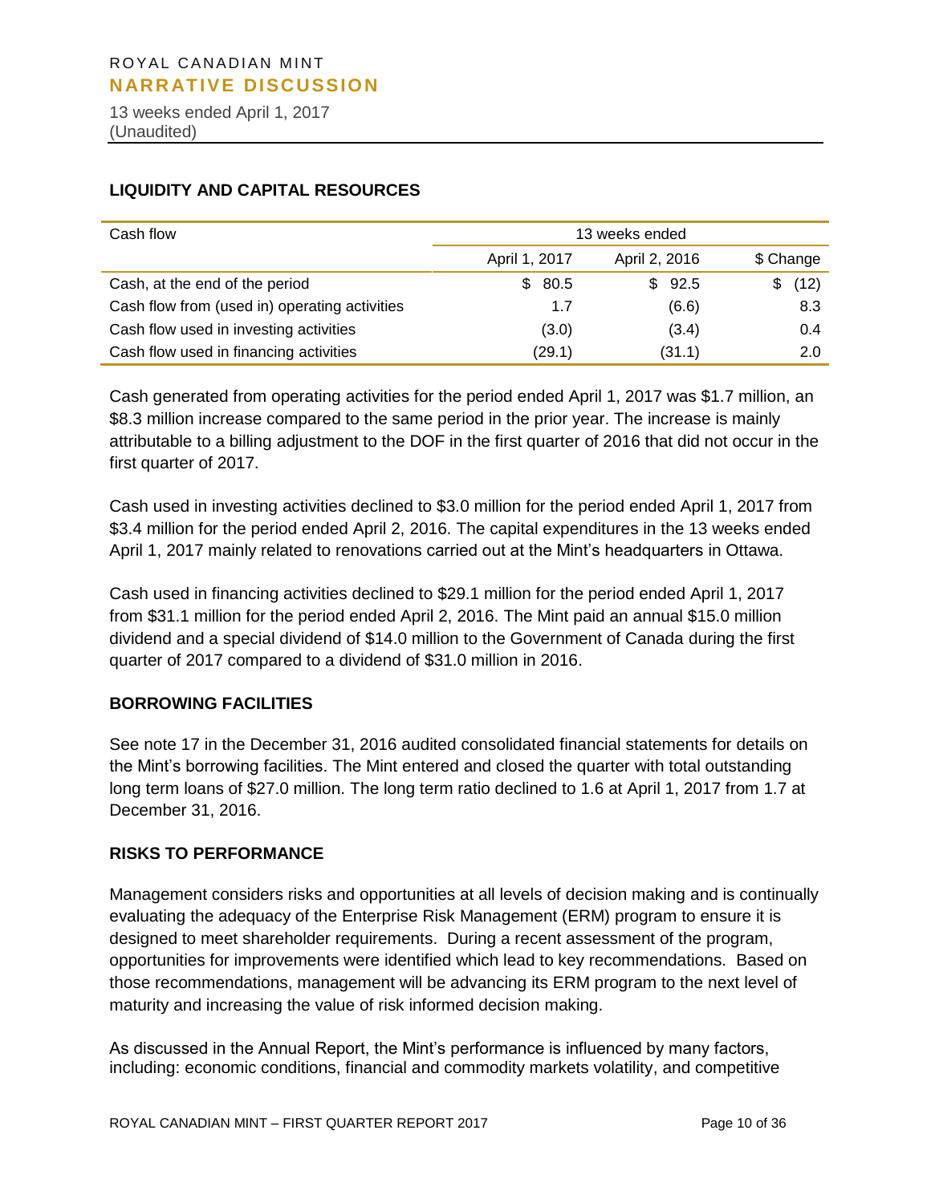## LIQUIDITY AND CAPITAL RESOURCES

| Cash flow | 13 weeks ended | | |
|---|---|---|---|
| | April 1, 2017 | April 2, 2016 | $ Change |
| Cash, at the end of the period | $ 80.5 | $ 92.5 | $ (12) |
| Cash flow from (used in) operating activities | 1.7 | (6.6) | 8.3 |
| Cash flow used in investing activities | (3.0) | (3.4) | 0.4 |
| Cash flow used in financing activities | (29.1) | (31.1) | 2.0 |

Cash generated from operating activities for the period ended April 1, 2017 was $1.7 million, an $8.3 million increase compared to the same period in the prior year. The increase is mainly attributable to a billing adjustment to the DOF in the first quarter of 2016 that did not occur in the first quarter of 2017.

Cash used in investing activities declined to $3.0 million for the period ended April 1, 2017 from $3.4 million for the period ended April 2, 2016. The capital expenditures in the 13 weeks ended April 1, 2017 mainly related to renovations carried out at the Mint's headquarters in Ottawa.

Cash used in financing activities declined to $29.1 million for the period ended April 1, 2017 from $31.1 million for the period ended April 2, 2016. The Mint paid an annual $15.0 million dividend and a special dividend of $14.0 million to the Government of Canada during the first quarter of 2017 compared to a dividend of $31.0 million in 2016.

## BORROWING FACILITIES

See note 17 in the December 31, 2016 audited consolidated financial statements for details on the Mint's borrowing facilities. The Mint entered and closed the quarter with total outstanding long term loans of $27.0 million. The long term ratio declined to 1.6 at April 1, 2017 from 1.7 at December 31, 2016.

## RISKS TO PERFORMANCE

Management considers risks and opportunities at all levels of decision making and is continually evaluating the adequacy of the Enterprise Risk Management (ERM) program to ensure it is designed to meet shareholder requirements. During a recent assessment of the program, opportunities for improvements were identified which lead to key recommendations. Based on those recommendations, management will be advancing its ERM program to the next level of maturity and increasing the value of risk informed decision making.

As discussed in the Annual Report, the Mint's performance is influenced by many factors, including: economic conditions, financial and commodity markets volatility, and competitive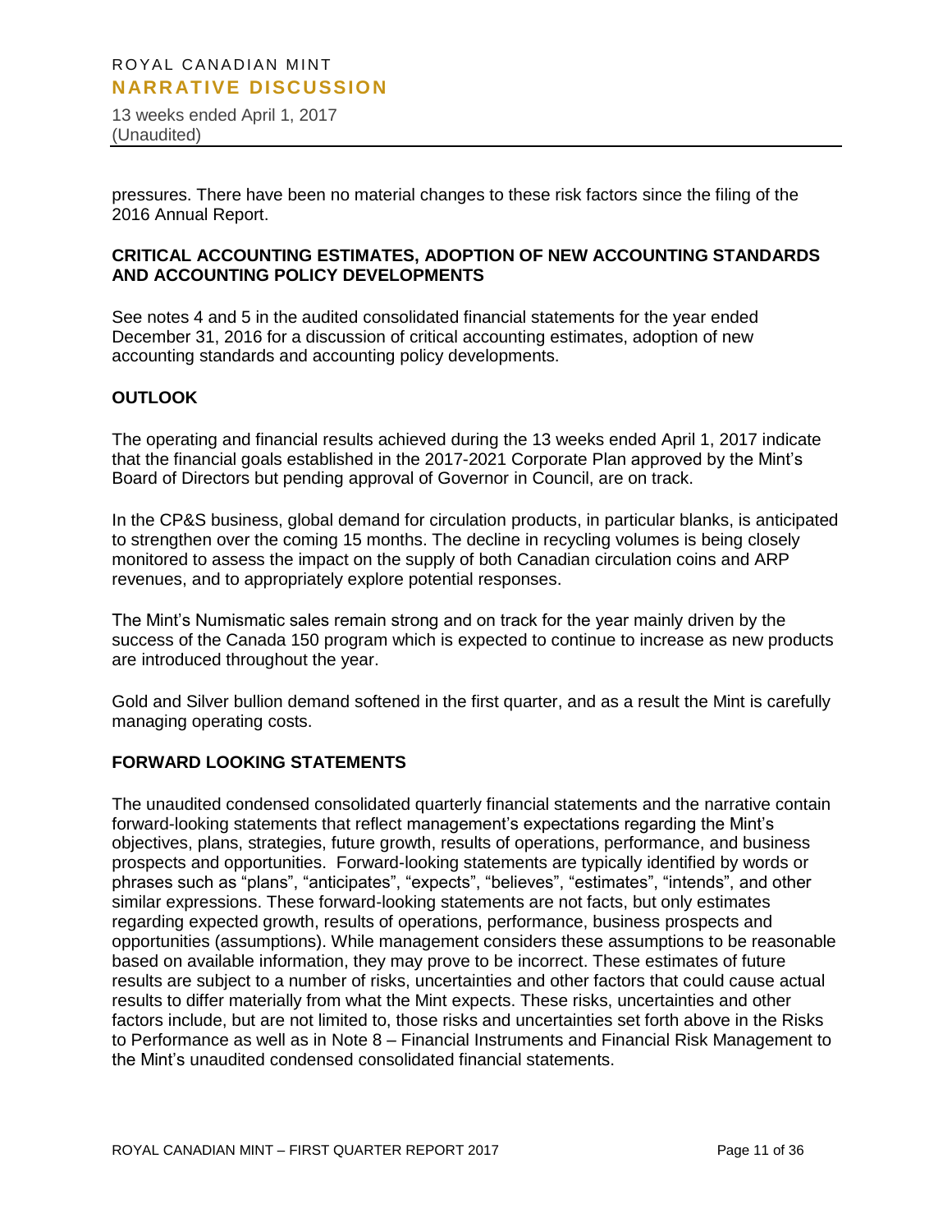pressures. There have been no material changes to these risk factors since the filing of the 2016 Annual Report.

## CRITICAL ACCOUNTING ESTIMATES, ADOPTION OF NEW ACCOUNTING STANDARDS AND ACCOUNTING POLICY DEVELOPMENTS

See notes 4 and 5 in the audited consolidated financial statements for the year ended December 31, 2016 for a discussion of critical accounting estimates, adoption of new accounting standards and accounting policy developments.

## OUTLOOK

The operating and financial results achieved during the 13 weeks ended April 1, 2017 indicate that the financial goals established in the 2017-2021 Corporate Plan approved by the Mint's Board of Directors but pending approval of Governor in Council, are on track.

In the CP&S business, global demand for circulation products, in particular blanks, is anticipated to strengthen over the coming 15 months. The decline in recycling volumes is being closely monitored to assess the impact on the supply of both Canadian circulation coins and ARP revenues, and to appropriately explore potential responses.

The Mint's Numismatic sales remain strong and on track for the year mainly driven by the success of the Canada 150 program which is expected to continue to increase as new products are introduced throughout the year.

Gold and Silver bullion demand softened in the first quarter, and as a result the Mint is carefully managing operating costs.

## FORWARD LOOKING STATEMENTS

The unaudited condensed consolidated quarterly financial statements and the narrative contain forward-looking statements that reflect management's expectations regarding the Mint's objectives, plans, strategies, future growth, results of operations, performance, and business prospects and opportunities. Forward-looking statements are typically identified by words or phrases such as "plans", "anticipates", "expects", "believes", "estimates", "intends", and other similar expressions. These forward-looking statements are not facts, but only estimates regarding expected growth, results of operations, performance, business prospects and opportunities (assumptions). While management considers these assumptions to be reasonable based on available information, they may prove to be incorrect. These estimates of future results are subject to a number of risks, uncertainties and other factors that could cause actual results to differ materially from what the Mint expects. These risks, uncertainties and other factors include, but are not limited to, those risks and uncertainties set forth above in the Risks to Performance as well as in Note 8 – Financial Instruments and Financial Risk Management to the Mint's unaudited condensed consolidated financial statements.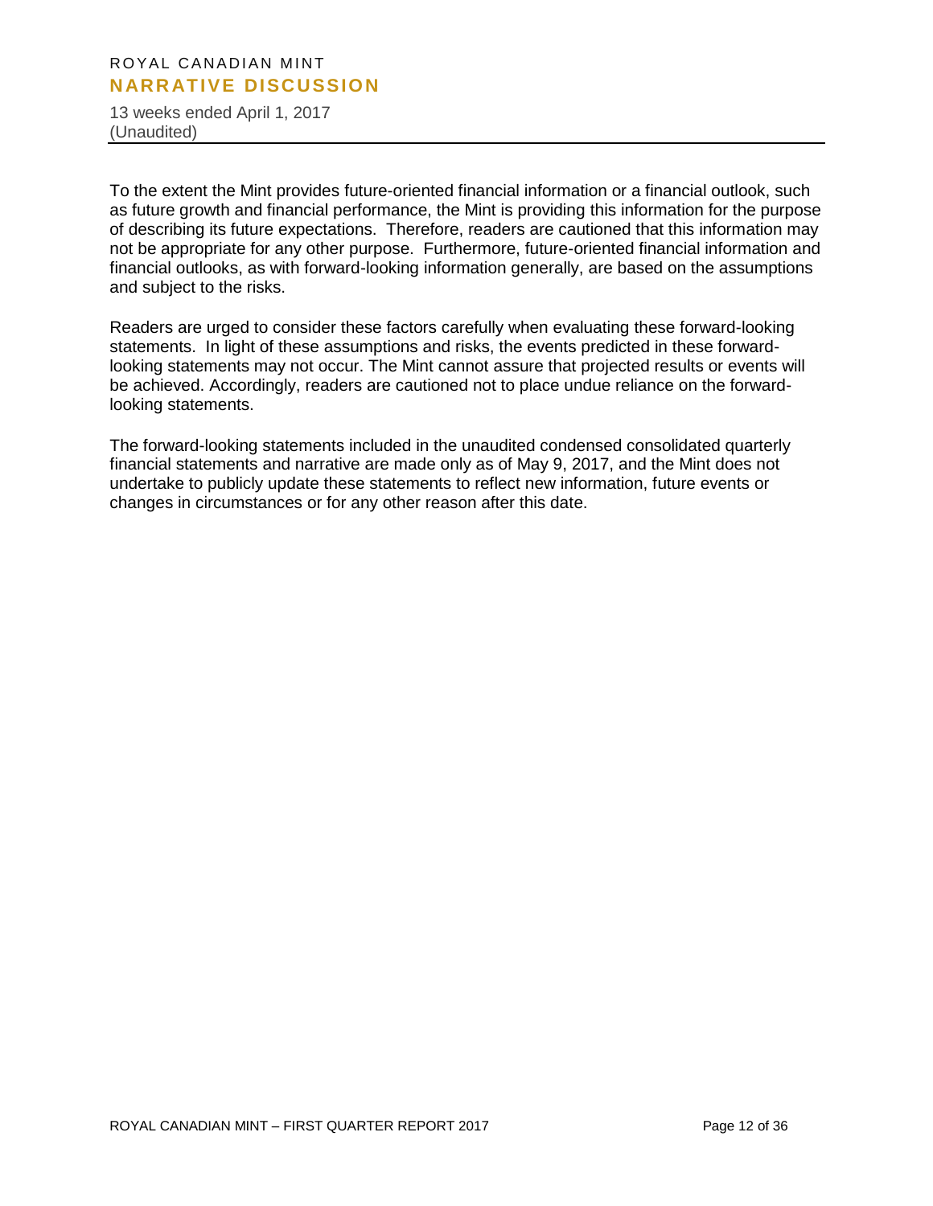To the extent the Mint provides future-oriented financial information or a financial outlook, such as future growth and financial performance, the Mint is providing this information for the purpose of describing its future expectations. Therefore, readers are cautioned that this information may not be appropriate for any other purpose. Furthermore, future-oriented financial information and financial outlooks, as with forward-looking information generally, are based on the assumptions and subject to the risks.

Readers are urged to consider these factors carefully when evaluating these forward-looking statements. In light of these assumptions and risks, the events predicted in these forward-looking statements may not occur. The Mint cannot assure that projected results or events will be achieved. Accordingly, readers are cautioned not to place undue reliance on the forward-looking statements.

The forward-looking statements included in the unaudited condensed consolidated quarterly financial statements and narrative are made only as of May 9, 2017, and the Mint does not undertake to publicly update these statements to reflect new information, future events or changes in circumstances or for any other reason after this date.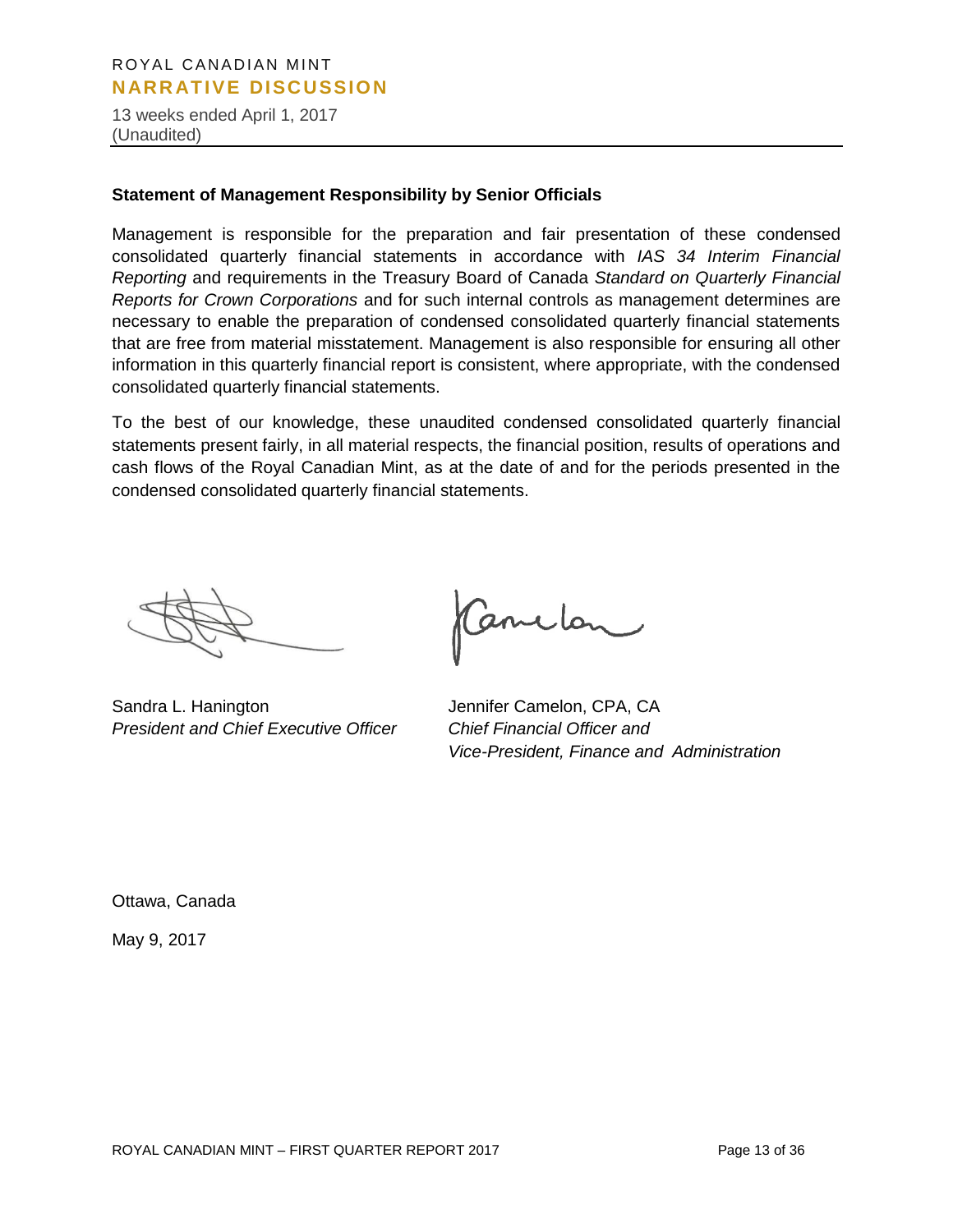## Statement of Management Responsibility by Senior Officials

Management is responsible for the preparation and fair presentation of these condensed consolidated quarterly financial statements in accordance with *IAS 34 Interim Financial Reporting* and requirements in the Treasury Board of Canada *Standard on Quarterly Financial Reports for Crown Corporations* and for such internal controls as management determines are necessary to enable the preparation of condensed consolidated quarterly financial statements that are free from material misstatement. Management is also responsible for ensuring all other information in this quarterly financial report is consistent, where appropriate, with the condensed consolidated quarterly financial statements.

To the best of our knowledge, these unaudited condensed consolidated quarterly financial statements present fairly, in all material respects, the financial position, results of operations and cash flows of the Royal Canadian Mint, as at the date of and for the periods presented in the condensed consolidated quarterly financial statements.

Sandra L. Hanington
*President and Chief Executive Officer*

Jennifer Camelon, CPA, CA
*Chief Financial Officer and*
*Vice-President, Finance and Administration*

Ottawa, Canada

May 9, 2017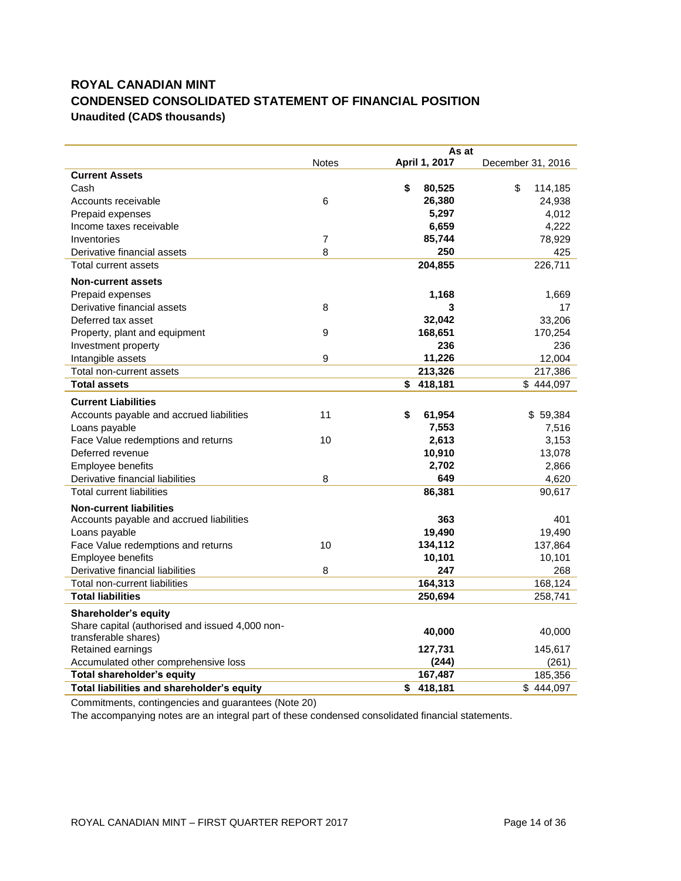# ROYAL CANADIAN MINT

## CONDENSED CONSOLIDATED STATEMENT OF FINANCIAL POSITION

**Unaudited (CAD$ thousands)**

| | Notes | As at April 1, 2017 | As at December 31, 2016 |
|---|---|---|---|
| **Current Assets** | | | |
| Cash | | **$ 80,525** | $ 114,185 |
| Accounts receivable | 6 | **26,380** | 24,938 |
| Prepaid expenses | | **5,297** | 4,012 |
| Income taxes receivable | | **6,659** | 4,222 |
| Inventories | 7 | **85,744** | 78,929 |
| Derivative financial assets | 8 | **250** | 425 |
| Total current assets | | **204,855** | 226,711 |
| **Non-current assets** | | | |
| Prepaid expenses | | **1,168** | 1,669 |
| Derivative financial assets | 8 | **3** | 17 |
| Deferred tax asset | | **32,042** | 33,206 |
| Property, plant and equipment | 9 | **168,651** | 170,254 |
| Investment property | | **236** | 236 |
| Intangible assets | 9 | **11,226** | 12,004 |
| Total non-current assets | | **213,326** | 217,386 |
| **Total assets** | | **$ 418,181** | $ 444,097 |
| **Current Liabilities** | | | |
| Accounts payable and accrued liabilities | 11 | **$ 61,954** | $ 59,384 |
| Loans payable | | **7,553** | 7,516 |
| Face Value redemptions and returns | 10 | **2,613** | 3,153 |
| Deferred revenue | | **10,910** | 13,078 |
| Employee benefits | | **2,702** | 2,866 |
| Derivative financial liabilities | 8 | **649** | 4,620 |
| Total current liabilities | | **86,381** | 90,617 |
| **Non-current liabilities** | | | |
| Accounts payable and accrued liabilities | | **363** | 401 |
| Loans payable | | **19,490** | 19,490 |
| Face Value redemptions and returns | 10 | **134,112** | 137,864 |
| Employee benefits | | **10,101** | 10,101 |
| Derivative financial liabilities | 8 | **247** | 268 |
| Total non-current liabilities | | **164,313** | 168,124 |
| **Total liabilities** | | **250,694** | 258,741 |
| **Shareholder's equity** | | | |
| Share capital (authorised and issued 4,000 non-transferable shares) | | **40,000** | 40,000 |
| Retained earnings | | **127,731** | 145,617 |
| Accumulated other comprehensive loss | | **(244)** | (261) |
| **Total shareholder's equity** | | **167,487** | 185,356 |
| **Total liabilities and shareholder's equity** | | **$ 418,181** | $ 444,097 |

Commitments, contingencies and guarantees (Note 20)

The accompanying notes are an integral part of these condensed consolidated financial statements.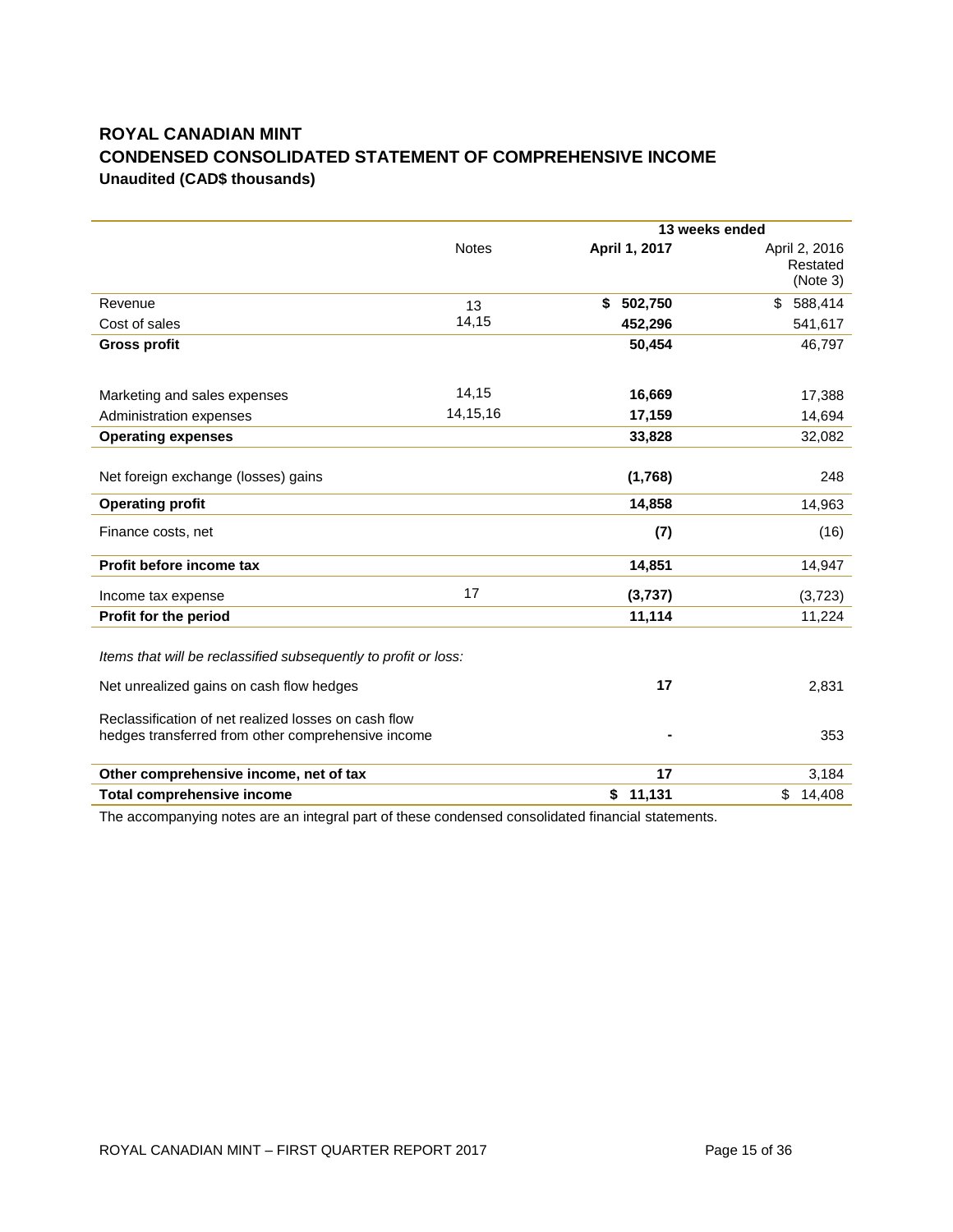# ROYAL CANADIAN MINT

## CONDENSED CONSOLIDATED STATEMENT OF COMPREHENSIVE INCOME

**Unaudited (CAD$ thousands)**

| | | 13 weeks ended | |
|---|---|---|---|
| | Notes | **April 1, 2017** | April 2, 2016 Restated (Note 3) |
| Revenue | 13 | **$ 502,750** | $ 588,414 |
| Cost of sales | 14,15 | **452,296** | 541,617 |
| **Gross profit** | | **50,454** | 46,797 |
| Marketing and sales expenses | 14,15 | **16,669** | 17,388 |
| Administration expenses | 14,15,16 | **17,159** | 14,694 |
| **Operating expenses** | | **33,828** | 32,082 |
| Net foreign exchange (losses) gains | | **(1,768)** | 248 |
| **Operating profit** | | **14,858** | 14,963 |
| Finance costs, net | | **(7)** | (16) |
| **Profit before income tax** | | **14,851** | 14,947 |
| Income tax expense | 17 | **(3,737)** | (3,723) |
| **Profit for the period** | | **11,114** | 11,224 |
| *Items that will be reclassified subsequently to profit or loss:* | | | |
| Net unrealized gains on cash flow hedges | | **17** | 2,831 |
| Reclassification of net realized losses on cash flow hedges transferred from other comprehensive income | | **-** | 353 |
| **Other comprehensive income, net of tax** | | **17** | 3,184 |
| **Total comprehensive income** | | **$ 11,131** | $ 14,408 |

The accompanying notes are an integral part of these condensed consolidated financial statements.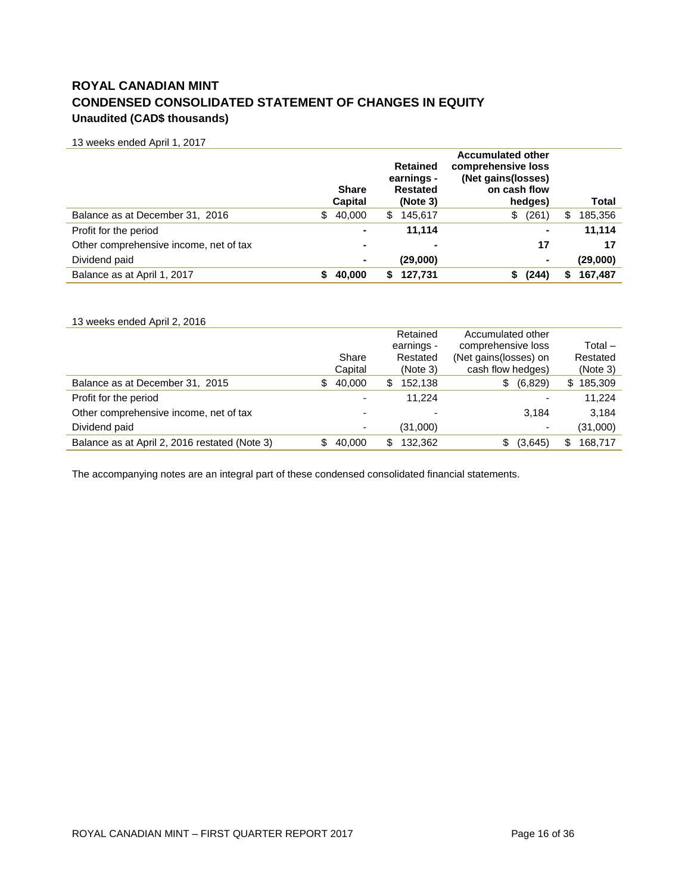# ROYAL CANADIAN MINT
# CONDENSED CONSOLIDATED STATEMENT OF CHANGES IN EQUITY
### Unaudited (CAD$ thousands)

13 weeks ended April 1, 2017

| | Share Capital | Retained earnings - Restated (Note 3) | Accumulated other comprehensive loss (Net gains(losses) on cash flow hedges) | Total |
|---|---|---|---|---|
| Balance as at December 31, 2016 | $ 40,000 | $ 145,617 | $ (261) | $ 185,356 |
| Profit for the period | - | **11,114** | - | **11,114** |
| Other comprehensive income, net of tax | - | - | **17** | **17** |
| Dividend paid | - | **(29,000)** | - | **(29,000)** |
| Balance as at April 1, 2017 | **$ 40,000** | **$ 127,731** | **$ (244)** | **$ 167,487** |

13 weeks ended April 2, 2016

| | Share Capital | Retained earnings - Restated (Note 3) | Accumulated other comprehensive loss (Net gains(losses) on cash flow hedges) | Total – Restated (Note 3) |
|---|---|---|---|---|
| Balance as at December 31, 2015 | $ 40,000 | $ 152,138 | $ (6,829) | $ 185,309 |
| Profit for the period | - | 11,224 | - | 11,224 |
| Other comprehensive income, net of tax | - | - | 3,184 | 3,184 |
| Dividend paid | - | (31,000) | - | (31,000) |
| Balance as at April 2, 2016 restated (Note 3) | $ 40,000 | $ 132,362 | $ (3,645) | $ 168,717 |

The accompanying notes are an integral part of these condensed consolidated financial statements.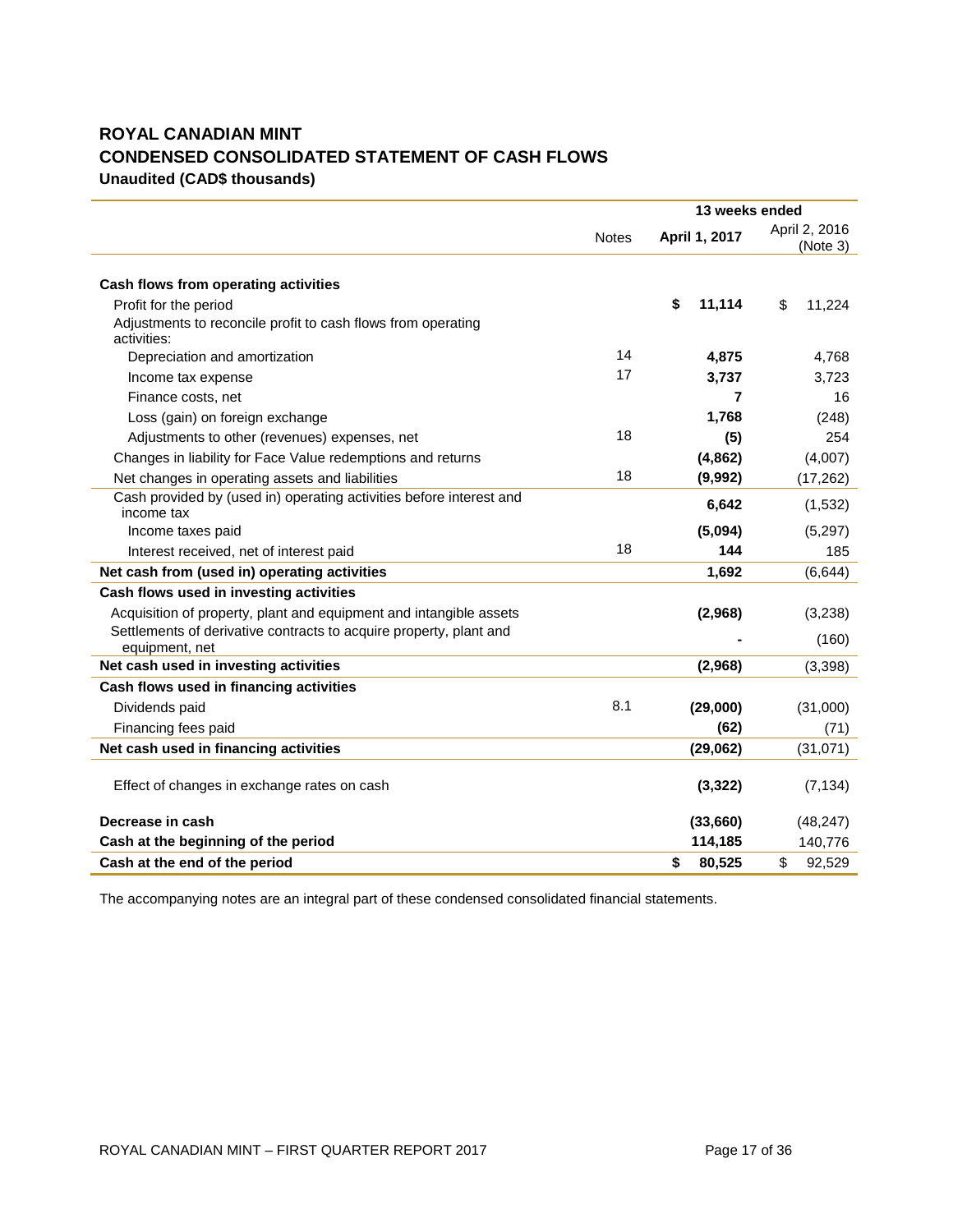# ROYAL CANADIAN MINT

## CONDENSED CONSOLIDATED STATEMENT OF CASH FLOWS

**Unaudited (CAD$ thousands)**

| | Notes | 13 weeks ended April 1, 2017 | April 2, 2016 (Note 3) |
|---|---|---|---|
| **Cash flows from operating activities** | | | |
| Profit for the period | | **$ 11,114** | $ 11,224 |
| Adjustments to reconcile profit to cash flows from operating activities: | | | |
| Depreciation and amortization | 14 | **4,875** | 4,768 |
| Income tax expense | 17 | **3,737** | 3,723 |
| Finance costs, net | | **7** | 16 |
| Loss (gain) on foreign exchange | | **1,768** | (248) |
| Adjustments to other (revenues) expenses, net | 18 | **(5)** | 254 |
| Changes in liability for Face Value redemptions and returns | | **(4,862)** | (4,007) |
| Net changes in operating assets and liabilities | 18 | **(9,992)** | (17,262) |
| Cash provided by (used in) operating activities before interest and income tax | | **6,642** | (1,532) |
| Income taxes paid | | **(5,094)** | (5,297) |
| Interest received, net of interest paid | 18 | **144** | 185 |
| **Net cash from (used in) operating activities** | | **1,692** | (6,644) |
| **Cash flows used in investing activities** | | | |
| Acquisition of property, plant and equipment and intangible assets | | **(2,968)** | (3,238) |
| Settlements of derivative contracts to acquire property, plant and equipment, net | | **-** | (160) |
| **Net cash used in investing activities** | | **(2,968)** | (3,398) |
| **Cash flows used in financing activities** | | | |
| Dividends paid | 8.1 | **(29,000)** | (31,000) |
| Financing fees paid | | **(62)** | (71) |
| **Net cash used in financing activities** | | **(29,062)** | (31,071) |
| Effect of changes in exchange rates on cash | | **(3,322)** | (7,134) |
| **Decrease in cash** | | **(33,660)** | (48,247) |
| **Cash at the beginning of the period** | | **114,185** | 140,776 |
| **Cash at the end of the period** | | **$ 80,525** | $ 92,529 |

The accompanying notes are an integral part of these condensed consolidated financial statements.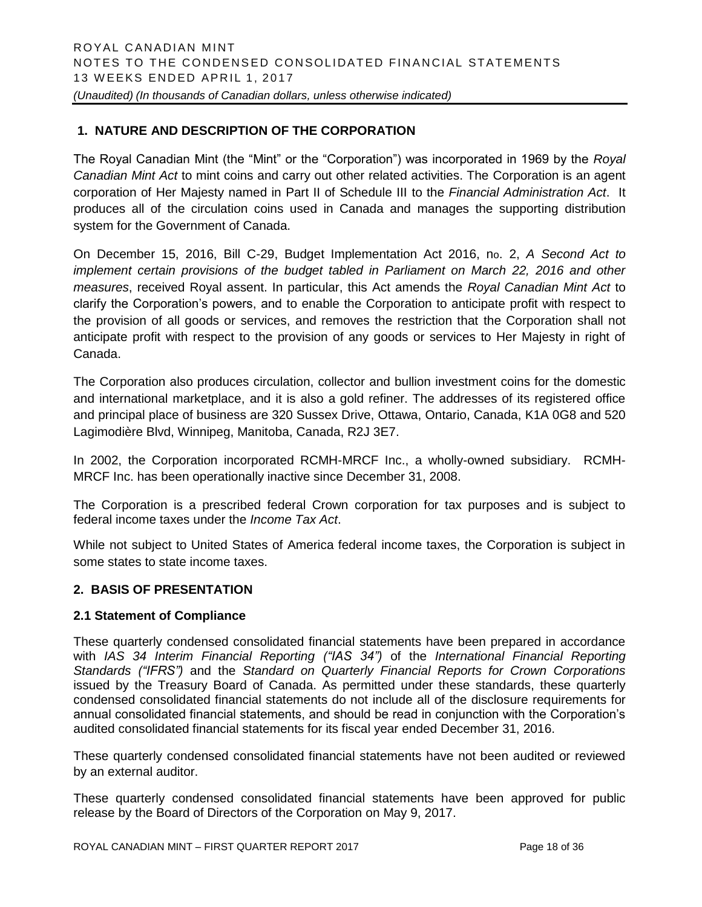## 1. NATURE AND DESCRIPTION OF THE CORPORATION

The Royal Canadian Mint (the "Mint" or the "Corporation") was incorporated in 1969 by the *Royal Canadian Mint Act* to mint coins and carry out other related activities. The Corporation is an agent corporation of Her Majesty named in Part II of Schedule III to the *Financial Administration Act*. It produces all of the circulation coins used in Canada and manages the supporting distribution system for the Government of Canada.

On December 15, 2016, Bill C-29, Budget Implementation Act 2016, no. 2, *A Second Act to implement certain provisions of the budget tabled in Parliament on March 22, 2016 and other measures*, received Royal assent. In particular, this Act amends the *Royal Canadian Mint Act* to clarify the Corporation's powers, and to enable the Corporation to anticipate profit with respect to the provision of all goods or services, and removes the restriction that the Corporation shall not anticipate profit with respect to the provision of any goods or services to Her Majesty in right of Canada.

The Corporation also produces circulation, collector and bullion investment coins for the domestic and international marketplace, and it is also a gold refiner. The addresses of its registered office and principal place of business are 320 Sussex Drive, Ottawa, Ontario, Canada, K1A 0G8 and 520 Lagimodière Blvd, Winnipeg, Manitoba, Canada, R2J 3E7.

In 2002, the Corporation incorporated RCMH-MRCF Inc., a wholly-owned subsidiary. RCMH-MRCF Inc. has been operationally inactive since December 31, 2008.

The Corporation is a prescribed federal Crown corporation for tax purposes and is subject to federal income taxes under the *Income Tax Act*.

While not subject to United States of America federal income taxes, the Corporation is subject in some states to state income taxes.

## 2. BASIS OF PRESENTATION

### 2.1 Statement of Compliance

These quarterly condensed consolidated financial statements have been prepared in accordance with *IAS 34 Interim Financial Reporting ("IAS 34")* of the *International Financial Reporting Standards ("IFRS")* and the *Standard on Quarterly Financial Reports for Crown Corporations* issued by the Treasury Board of Canada. As permitted under these standards, these quarterly condensed consolidated financial statements do not include all of the disclosure requirements for annual consolidated financial statements, and should be read in conjunction with the Corporation's audited consolidated financial statements for its fiscal year ended December 31, 2016.

These quarterly condensed consolidated financial statements have not been audited or reviewed by an external auditor.

These quarterly condensed consolidated financial statements have been approved for public release by the Board of Directors of the Corporation on May 9, 2017.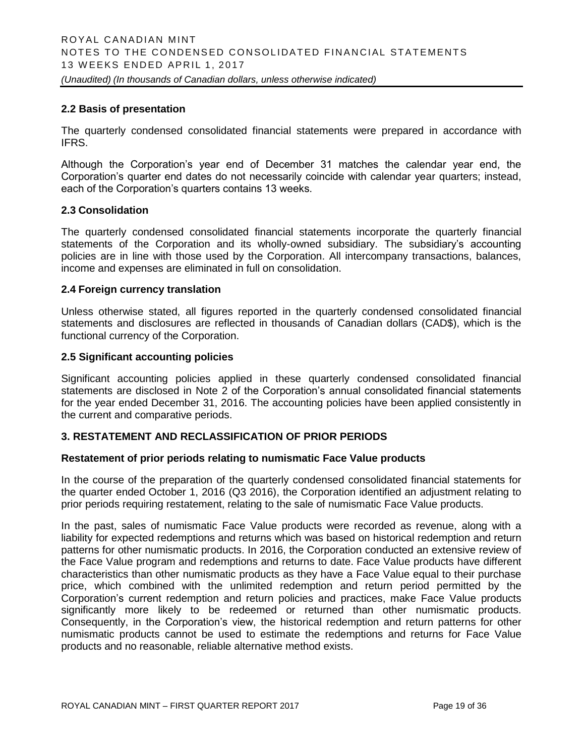### 2.2 Basis of presentation

The quarterly condensed consolidated financial statements were prepared in accordance with IFRS.

Although the Corporation's year end of December 31 matches the calendar year end, the Corporation's quarter end dates do not necessarily coincide with calendar year quarters; instead, each of the Corporation's quarters contains 13 weeks.

### 2.3 Consolidation

The quarterly condensed consolidated financial statements incorporate the quarterly financial statements of the Corporation and its wholly-owned subsidiary. The subsidiary's accounting policies are in line with those used by the Corporation. All intercompany transactions, balances, income and expenses are eliminated in full on consolidation.

### 2.4 Foreign currency translation

Unless otherwise stated, all figures reported in the quarterly condensed consolidated financial statements and disclosures are reflected in thousands of Canadian dollars (CAD$), which is the functional currency of the Corporation.

### 2.5 Significant accounting policies

Significant accounting policies applied in these quarterly condensed consolidated financial statements are disclosed in Note 2 of the Corporation's annual consolidated financial statements for the year ended December 31, 2016. The accounting policies have been applied consistently in the current and comparative periods.

## 3. RESTATEMENT AND RECLASSIFICATION OF PRIOR PERIODS

### Restatement of prior periods relating to numismatic Face Value products

In the course of the preparation of the quarterly condensed consolidated financial statements for the quarter ended October 1, 2016 (Q3 2016), the Corporation identified an adjustment relating to prior periods requiring restatement, relating to the sale of numismatic Face Value products.

In the past, sales of numismatic Face Value products were recorded as revenue, along with a liability for expected redemptions and returns which was based on historical redemption and return patterns for other numismatic products. In 2016, the Corporation conducted an extensive review of the Face Value program and redemptions and returns to date. Face Value products have different characteristics than other numismatic products as they have a Face Value equal to their purchase price, which combined with the unlimited redemption and return period permitted by the Corporation's current redemption and return policies and practices, make Face Value products significantly more likely to be redeemed or returned than other numismatic products. Consequently, in the Corporation's view, the historical redemption and return patterns for other numismatic products cannot be used to estimate the redemptions and returns for Face Value products and no reasonable, reliable alternative method exists.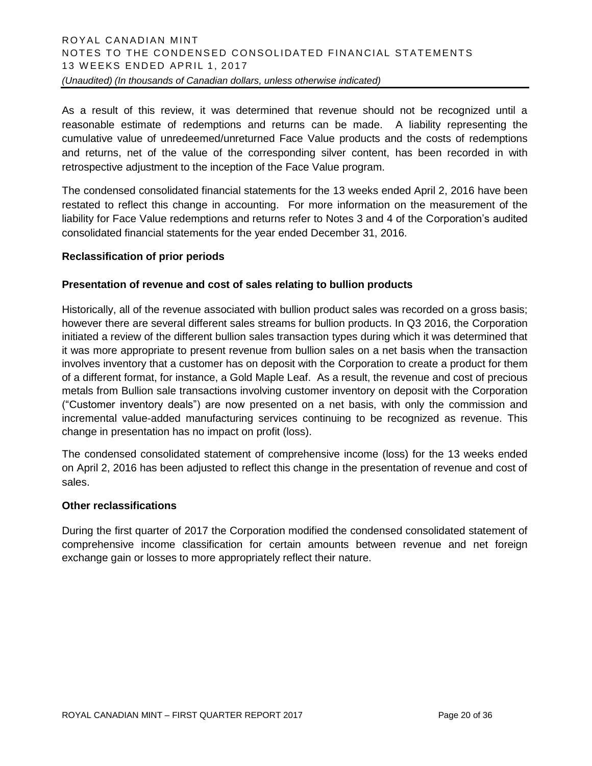As a result of this review, it was determined that revenue should not be recognized until a reasonable estimate of redemptions and returns can be made. A liability representing the cumulative value of unredeemed/unreturned Face Value products and the costs of redemptions and returns, net of the value of the corresponding silver content, has been recorded in with retrospective adjustment to the inception of the Face Value program.

The condensed consolidated financial statements for the 13 weeks ended April 2, 2016 have been restated to reflect this change in accounting. For more information on the measurement of the liability for Face Value redemptions and returns refer to Notes 3 and 4 of the Corporation's audited consolidated financial statements for the year ended December 31, 2016.

**Reclassification of prior periods**

**Presentation of revenue and cost of sales relating to bullion products**

Historically, all of the revenue associated with bullion product sales was recorded on a gross basis; however there are several different sales streams for bullion products. In Q3 2016, the Corporation initiated a review of the different bullion sales transaction types during which it was determined that it was more appropriate to present revenue from bullion sales on a net basis when the transaction involves inventory that a customer has on deposit with the Corporation to create a product for them of a different format, for instance, a Gold Maple Leaf. As a result, the revenue and cost of precious metals from Bullion sale transactions involving customer inventory on deposit with the Corporation ("Customer inventory deals") are now presented on a net basis, with only the commission and incremental value-added manufacturing services continuing to be recognized as revenue. This change in presentation has no impact on profit (loss).

The condensed consolidated statement of comprehensive income (loss) for the 13 weeks ended on April 2, 2016 has been adjusted to reflect this change in the presentation of revenue and cost of sales.

**Other reclassifications**

During the first quarter of 2017 the Corporation modified the condensed consolidated statement of comprehensive income classification for certain amounts between revenue and net foreign exchange gain or losses to more appropriately reflect their nature.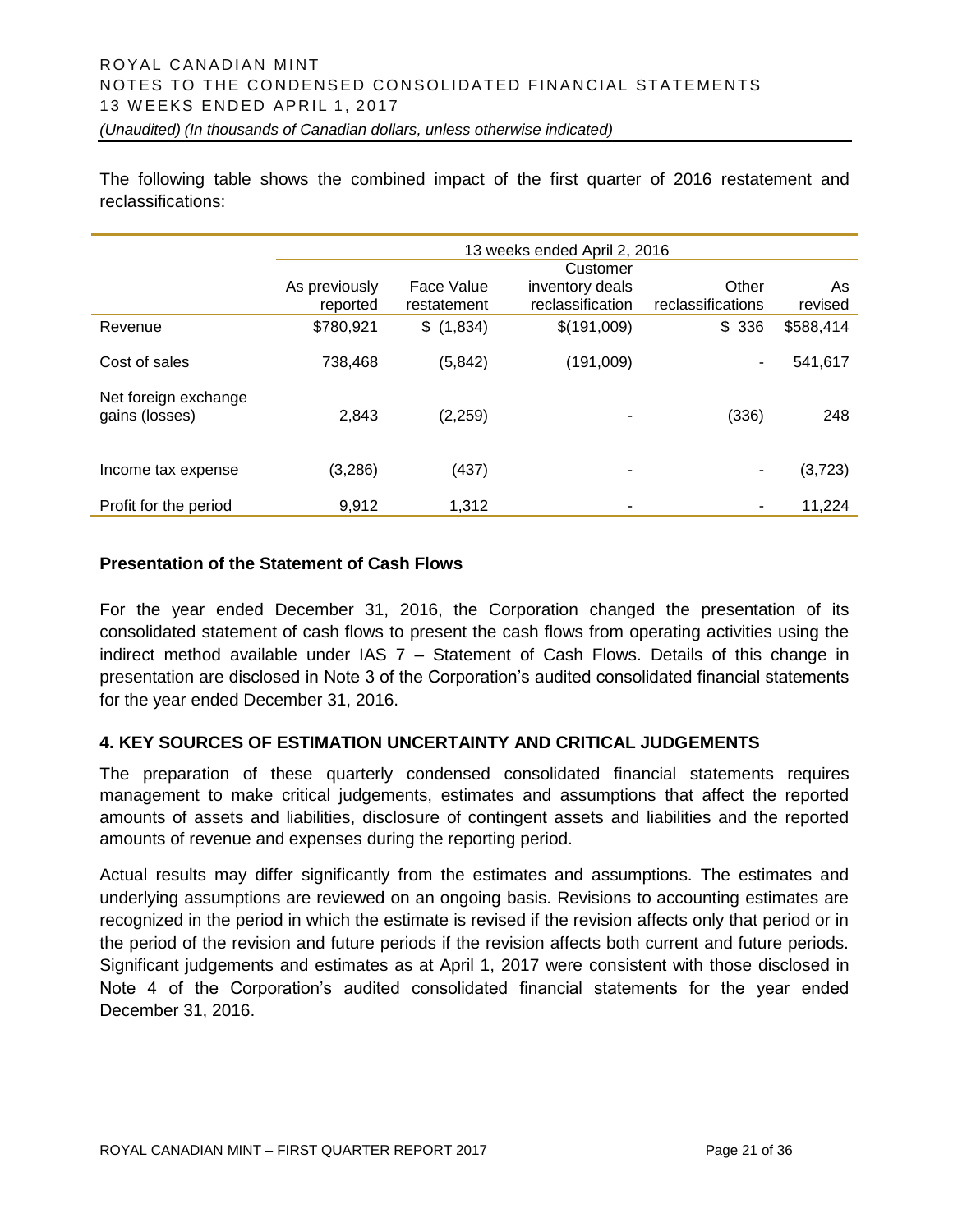The following table shows the combined impact of the first quarter of 2016 restatement and reclassifications:

| | 13 weeks ended April 2, 2016 | | | | |
|---|---|---|---|---|---|
| | As previously reported | Face Value restatement | Customer inventory deals reclassification | Other reclassifications | As revised |
| Revenue | $780,921 | $ (1,834) | $(191,009) | $ 336 | $588,414 |
| Cost of sales | 738,468 | (5,842) | (191,009) | - | 541,617 |
| Net foreign exchange gains (losses) | 2,843 | (2,259) | - | (336) | 248 |
| Income tax expense | (3,286) | (437) | - | - | (3,723) |
| Profit for the period | 9,912 | 1,312 | - | - | 11,224 |

### Presentation of the Statement of Cash Flows

For the year ended December 31, 2016, the Corporation changed the presentation of its consolidated statement of cash flows to present the cash flows from operating activities using the indirect method available under IAS 7 – Statement of Cash Flows. Details of this change in presentation are disclosed in Note 3 of the Corporation's audited consolidated financial statements for the year ended December 31, 2016.

## 4. KEY SOURCES OF ESTIMATION UNCERTAINTY AND CRITICAL JUDGEMENTS

The preparation of these quarterly condensed consolidated financial statements requires management to make critical judgements, estimates and assumptions that affect the reported amounts of assets and liabilities, disclosure of contingent assets and liabilities and the reported amounts of revenue and expenses during the reporting period.

Actual results may differ significantly from the estimates and assumptions. The estimates and underlying assumptions are reviewed on an ongoing basis. Revisions to accounting estimates are recognized in the period in which the estimate is revised if the revision affects only that period or in the period of the revision and future periods if the revision affects both current and future periods. Significant judgements and estimates as at April 1, 2017 were consistent with those disclosed in Note 4 of the Corporation's audited consolidated financial statements for the year ended December 31, 2016.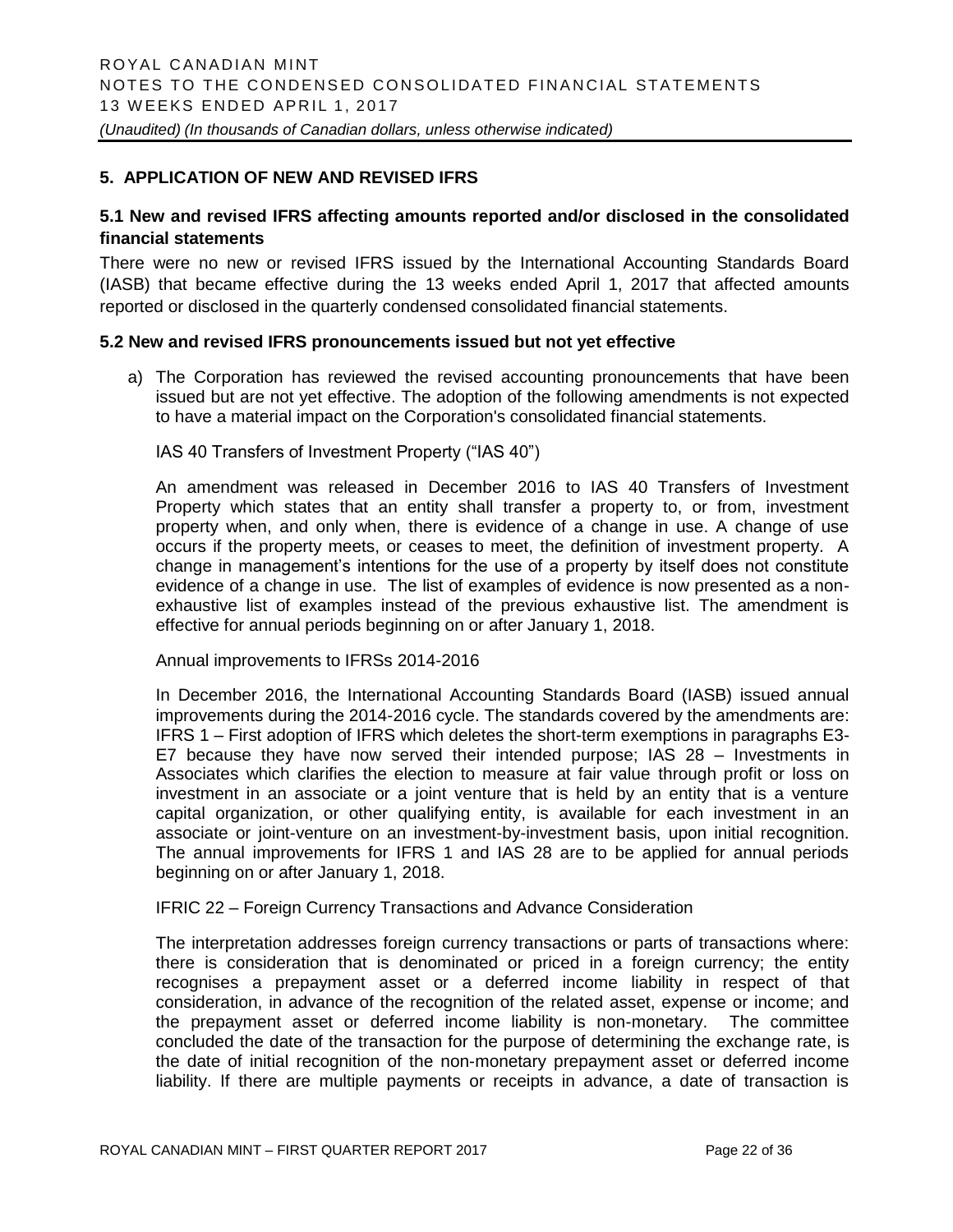## 5. APPLICATION OF NEW AND REVISED IFRS

### 5.1 New and revised IFRS affecting amounts reported and/or disclosed in the consolidated financial statements

There were no new or revised IFRS issued by the International Accounting Standards Board (IASB) that became effective during the 13 weeks ended April 1, 2017 that affected amounts reported or disclosed in the quarterly condensed consolidated financial statements.

### 5.2 New and revised IFRS pronouncements issued but not yet effective

a) The Corporation has reviewed the revised accounting pronouncements that have been issued but are not yet effective. The adoption of the following amendments is not expected to have a material impact on the Corporation's consolidated financial statements.

   IAS 40 Transfers of Investment Property ("IAS 40")

   An amendment was released in December 2016 to IAS 40 Transfers of Investment Property which states that an entity shall transfer a property to, or from, investment property when, and only when, there is evidence of a change in use. A change of use occurs if the property meets, or ceases to meet, the definition of investment property. A change in management's intentions for the use of a property by itself does not constitute evidence of a change in use. The list of examples of evidence is now presented as a non-exhaustive list of examples instead of the previous exhaustive list. The amendment is effective for annual periods beginning on or after January 1, 2018.

   Annual improvements to IFRSs 2014-2016

   In December 2016, the International Accounting Standards Board (IASB) issued annual improvements during the 2014-2016 cycle. The standards covered by the amendments are: IFRS 1 – First adoption of IFRS which deletes the short-term exemptions in paragraphs E3-E7 because they have now served their intended purpose; IAS 28 – Investments in Associates which clarifies the election to measure at fair value through profit or loss on investment in an associate or a joint venture that is held by an entity that is a venture capital organization, or other qualifying entity, is available for each investment in an associate or joint-venture on an investment-by-investment basis, upon initial recognition. The annual improvements for IFRS 1 and IAS 28 are to be applied for annual periods beginning on or after January 1, 2018.

   IFRIC 22 – Foreign Currency Transactions and Advance Consideration

   The interpretation addresses foreign currency transactions or parts of transactions where: there is consideration that is denominated or priced in a foreign currency; the entity recognises a prepayment asset or a deferred income liability in respect of that consideration, in advance of the recognition of the related asset, expense or income; and the prepayment asset or deferred income liability is non-monetary. The committee concluded the date of the transaction for the purpose of determining the exchange rate, is the date of initial recognition of the non-monetary prepayment asset or deferred income liability. If there are multiple payments or receipts in advance, a date of transaction is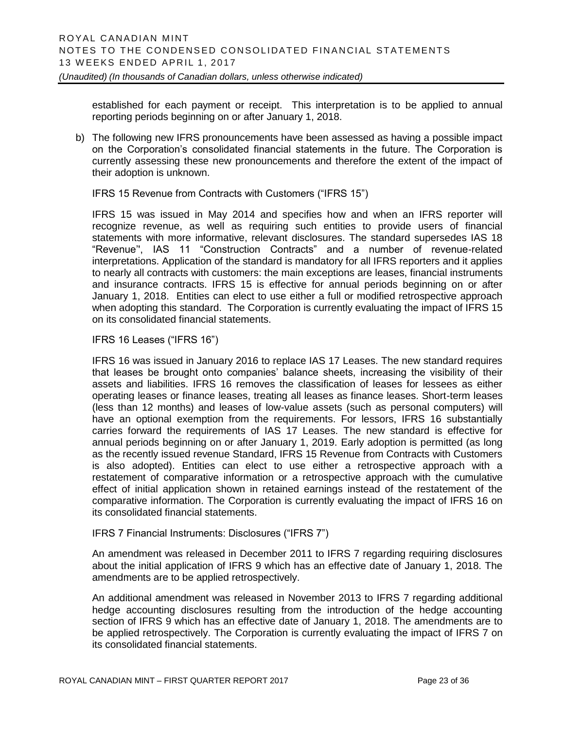established for each payment or receipt. This interpretation is to be applied to annual reporting periods beginning on or after January 1, 2018.

b) The following new IFRS pronouncements have been assessed as having a possible impact on the Corporation's consolidated financial statements in the future. The Corporation is currently assessing these new pronouncements and therefore the extent of the impact of their adoption is unknown.

IFRS 15 Revenue from Contracts with Customers ("IFRS 15")

IFRS 15 was issued in May 2014 and specifies how and when an IFRS reporter will recognize revenue, as well as requiring such entities to provide users of financial statements with more informative, relevant disclosures. The standard supersedes IAS 18 "Revenue", IAS 11 "Construction Contracts" and a number of revenue-related interpretations. Application of the standard is mandatory for all IFRS reporters and it applies to nearly all contracts with customers: the main exceptions are leases, financial instruments and insurance contracts. IFRS 15 is effective for annual periods beginning on or after January 1, 2018. Entities can elect to use either a full or modified retrospective approach when adopting this standard. The Corporation is currently evaluating the impact of IFRS 15 on its consolidated financial statements.

IFRS 16 Leases ("IFRS 16")

IFRS 16 was issued in January 2016 to replace IAS 17 Leases. The new standard requires that leases be brought onto companies' balance sheets, increasing the visibility of their assets and liabilities. IFRS 16 removes the classification of leases for lessees as either operating leases or finance leases, treating all leases as finance leases. Short-term leases (less than 12 months) and leases of low-value assets (such as personal computers) will have an optional exemption from the requirements. For lessors, IFRS 16 substantially carries forward the requirements of IAS 17 Leases. The new standard is effective for annual periods beginning on or after January 1, 2019. Early adoption is permitted (as long as the recently issued revenue Standard, IFRS 15 Revenue from Contracts with Customers is also adopted). Entities can elect to use either a retrospective approach with a restatement of comparative information or a retrospective approach with the cumulative effect of initial application shown in retained earnings instead of the restatement of the comparative information. The Corporation is currently evaluating the impact of IFRS 16 on its consolidated financial statements.

IFRS 7 Financial Instruments: Disclosures ("IFRS 7")

An amendment was released in December 2011 to IFRS 7 regarding requiring disclosures about the initial application of IFRS 9 which has an effective date of January 1, 2018. The amendments are to be applied retrospectively.

An additional amendment was released in November 2013 to IFRS 7 regarding additional hedge accounting disclosures resulting from the introduction of the hedge accounting section of IFRS 9 which has an effective date of January 1, 2018. The amendments are to be applied retrospectively. The Corporation is currently evaluating the impact of IFRS 7 on its consolidated financial statements.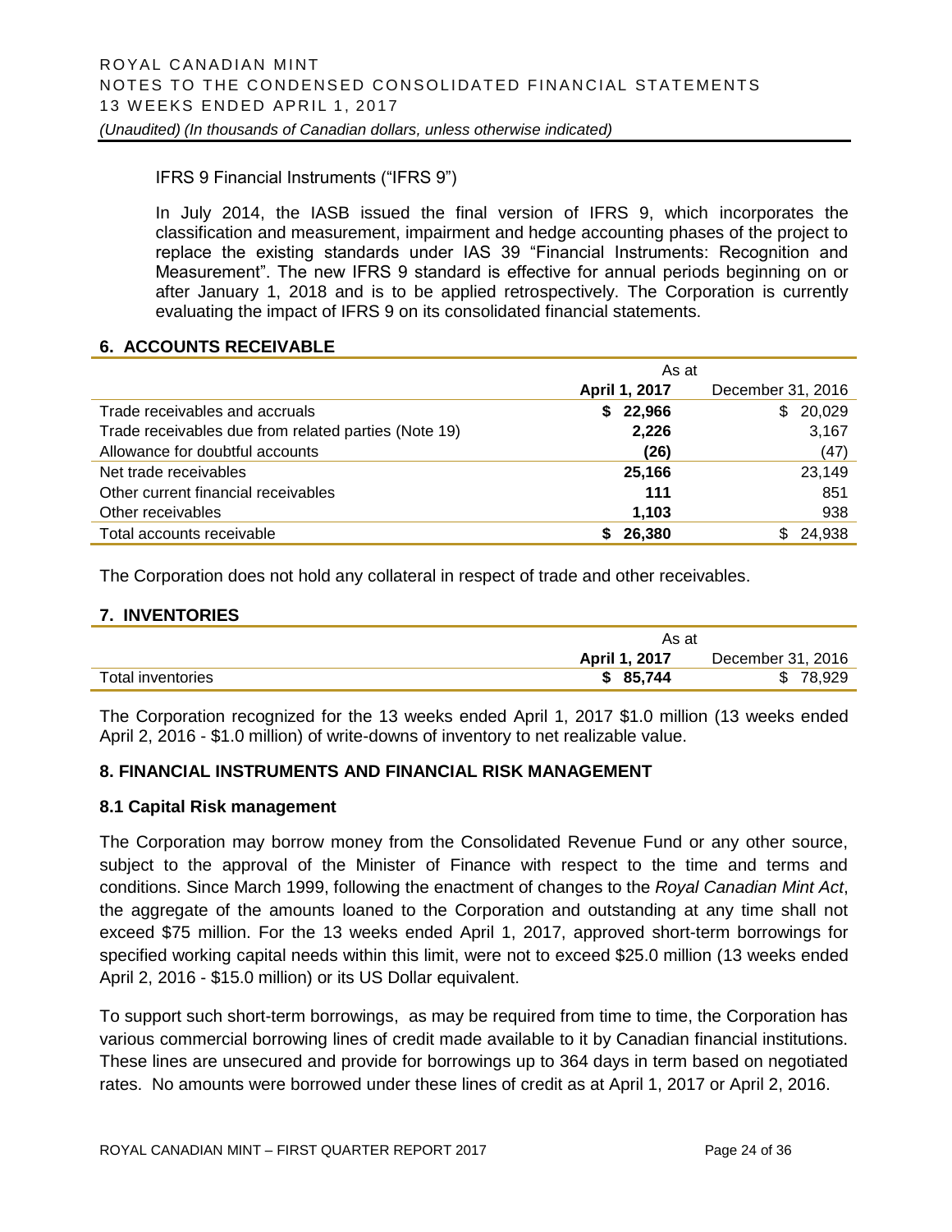IFRS 9 Financial Instruments ("IFRS 9")

In July 2014, the IASB issued the final version of IFRS 9, which incorporates the classification and measurement, impairment and hedge accounting phases of the project to replace the existing standards under IAS 39 "Financial Instruments: Recognition and Measurement". The new IFRS 9 standard is effective for annual periods beginning on or after January 1, 2018 and is to be applied retrospectively. The Corporation is currently evaluating the impact of IFRS 9 on its consolidated financial statements.

## 6. ACCOUNTS RECEIVABLE

| | As at | |
|---|---|---|
| | **April 1, 2017** | December 31, 2016 |
| Trade receivables and accruals | **$ 22,966** | $ 20,029 |
| Trade receivables due from related parties (Note 19) | **2,226** | 3,167 |
| Allowance for doubtful accounts | **(26)** | (47) |
| Net trade receivables | **25,166** | 23,149 |
| Other current financial receivables | **111** | 851 |
| Other receivables | **1,103** | 938 |
| Total accounts receivable | **$ 26,380** | $ 24,938 |

The Corporation does not hold any collateral in respect of trade and other receivables.

## 7. INVENTORIES

| | As at | |
|---|---|---|
| | **April 1, 2017** | December 31, 2016 |
| Total inventories | **$ 85,744** | $ 78,929 |

The Corporation recognized for the 13 weeks ended April 1, 2017 $1.0 million (13 weeks ended April 2, 2016 - $1.0 million) of write-downs of inventory to net realizable value.

## 8. FINANCIAL INSTRUMENTS AND FINANCIAL RISK MANAGEMENT

### 8.1 Capital Risk management

The Corporation may borrow money from the Consolidated Revenue Fund or any other source, subject to the approval of the Minister of Finance with respect to the time and terms and conditions. Since March 1999, following the enactment of changes to the *Royal Canadian Mint Act*, the aggregate of the amounts loaned to the Corporation and outstanding at any time shall not exceed $75 million. For the 13 weeks ended April 1, 2017, approved short-term borrowings for specified working capital needs within this limit, were not to exceed $25.0 million (13 weeks ended April 2, 2016 - $15.0 million) or its US Dollar equivalent.

To support such short-term borrowings, as may be required from time to time, the Corporation has various commercial borrowing lines of credit made available to it by Canadian financial institutions. These lines are unsecured and provide for borrowings up to 364 days in term based on negotiated rates. No amounts were borrowed under these lines of credit as at April 1, 2017 or April 2, 2016.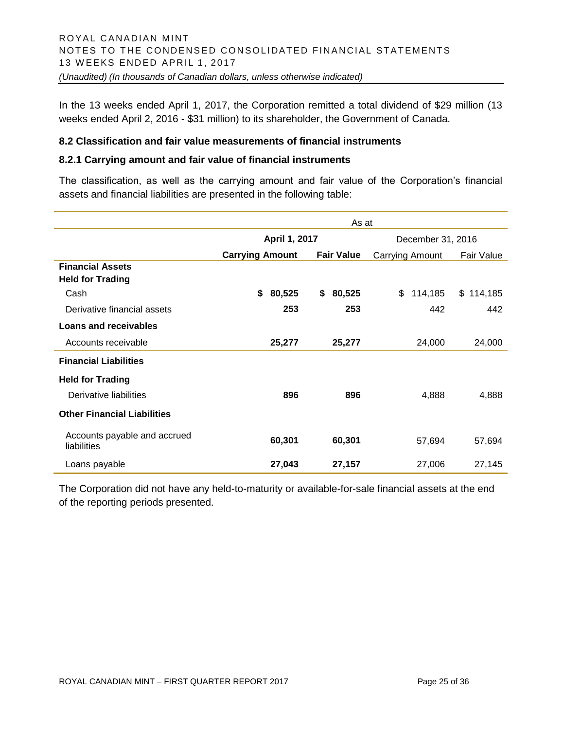In the 13 weeks ended April 1, 2017, the Corporation remitted a total dividend of $29 million (13 weeks ended April 2, 2016 - $31 million) to its shareholder, the Government of Canada.

### 8.2 Classification and fair value measurements of financial instruments

#### 8.2.1 Carrying amount and fair value of financial instruments

The classification, as well as the carrying amount and fair value of the Corporation's financial assets and financial liabilities are presented in the following table:

| | As at | | | |
|---|---|---|---|---|
| | **April 1, 2017** | | December 31, 2016 | |
| | **Carrying Amount** | **Fair Value** | Carrying Amount | Fair Value |
| **Financial Assets** | | | | |
| **Held for Trading** | | | | |
| Cash | **$ 80,525** | **$ 80,525** | $ 114,185 | $ 114,185 |
| Derivative financial assets | **253** | **253** | 442 | 442 |
| **Loans and receivables** | | | | |
| Accounts receivable | **25,277** | **25,277** | 24,000 | 24,000 |
| **Financial Liabilities** | | | | |
| **Held for Trading** | | | | |
| Derivative liabilities | **896** | **896** | 4,888 | 4,888 |
| **Other Financial Liabilities** | | | | |
| Accounts payable and accrued liabilities | **60,301** | **60,301** | 57,694 | 57,694 |
| Loans payable | **27,043** | **27,157** | 27,006 | 27,145 |

The Corporation did not have any held-to-maturity or available-for-sale financial assets at the end of the reporting periods presented.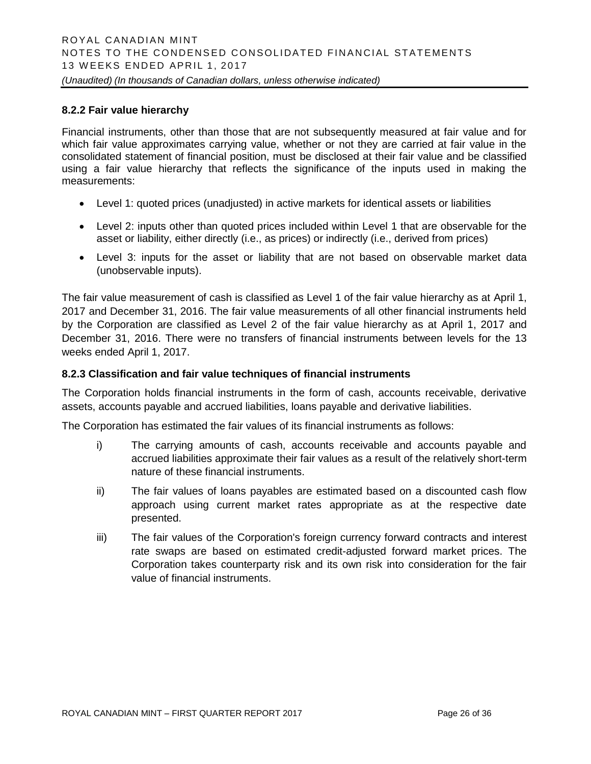### 8.2.2 Fair value hierarchy

Financial instruments, other than those that are not subsequently measured at fair value and for which fair value approximates carrying value, whether or not they are carried at fair value in the consolidated statement of financial position, must be disclosed at their fair value and be classified using a fair value hierarchy that reflects the significance of the inputs used in making the measurements:

- Level 1: quoted prices (unadjusted) in active markets for identical assets or liabilities
- Level 2: inputs other than quoted prices included within Level 1 that are observable for the asset or liability, either directly (i.e., as prices) or indirectly (i.e., derived from prices)
- Level 3: inputs for the asset or liability that are not based on observable market data (unobservable inputs).

The fair value measurement of cash is classified as Level 1 of the fair value hierarchy as at April 1, 2017 and December 31, 2016. The fair value measurements of all other financial instruments held by the Corporation are classified as Level 2 of the fair value hierarchy as at April 1, 2017 and December 31, 2016. There were no transfers of financial instruments between levels for the 13 weeks ended April 1, 2017.

### 8.2.3 Classification and fair value techniques of financial instruments

The Corporation holds financial instruments in the form of cash, accounts receivable, derivative assets, accounts payable and accrued liabilities, loans payable and derivative liabilities.

The Corporation has estimated the fair values of its financial instruments as follows:

i) The carrying amounts of cash, accounts receivable and accounts payable and accrued liabilities approximate their fair values as a result of the relatively short-term nature of these financial instruments.

ii) The fair values of loans payables are estimated based on a discounted cash flow approach using current market rates appropriate as at the respective date presented.

iii) The fair values of the Corporation's foreign currency forward contracts and interest rate swaps are based on estimated credit-adjusted forward market prices. The Corporation takes counterparty risk and its own risk into consideration for the fair value of financial instruments.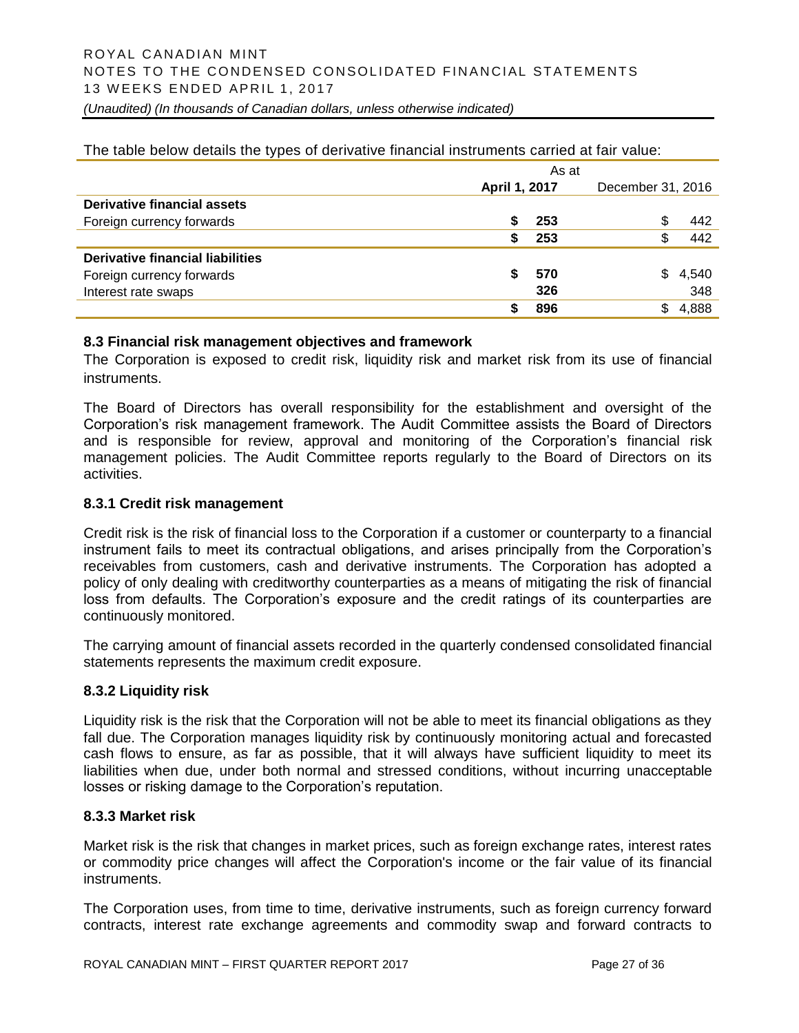The table below details the types of derivative financial instruments carried at fair value:

| | As at | |
|---|---|---|
| | **April 1, 2017** | December 31, 2016 |
| **Derivative financial assets** | | |
| Foreign currency forwards | **$ 253** | $ 442 |
| | **$ 253** | $ 442 |
| **Derivative financial liabilities** | | |
| Foreign currency forwards | **$ 570** | $ 4,540 |
| Interest rate swaps | **326** | 348 |
| | **$ 896** | $ 4,888 |

### 8.3 Financial risk management objectives and framework

The Corporation is exposed to credit risk, liquidity risk and market risk from its use of financial instruments.

The Board of Directors has overall responsibility for the establishment and oversight of the Corporation's risk management framework. The Audit Committee assists the Board of Directors and is responsible for review, approval and monitoring of the Corporation's financial risk management policies. The Audit Committee reports regularly to the Board of Directors on its activities.

#### 8.3.1 Credit risk management

Credit risk is the risk of financial loss to the Corporation if a customer or counterparty to a financial instrument fails to meet its contractual obligations, and arises principally from the Corporation's receivables from customers, cash and derivative instruments. The Corporation has adopted a policy of only dealing with creditworthy counterparties as a means of mitigating the risk of financial loss from defaults. The Corporation's exposure and the credit ratings of its counterparties are continuously monitored.

The carrying amount of financial assets recorded in the quarterly condensed consolidated financial statements represents the maximum credit exposure.

#### 8.3.2 Liquidity risk

Liquidity risk is the risk that the Corporation will not be able to meet its financial obligations as they fall due. The Corporation manages liquidity risk by continuously monitoring actual and forecasted cash flows to ensure, as far as possible, that it will always have sufficient liquidity to meet its liabilities when due, under both normal and stressed conditions, without incurring unacceptable losses or risking damage to the Corporation's reputation.

#### 8.3.3 Market risk

Market risk is the risk that changes in market prices, such as foreign exchange rates, interest rates or commodity price changes will affect the Corporation's income or the fair value of its financial instruments.

The Corporation uses, from time to time, derivative instruments, such as foreign currency forward contracts, interest rate exchange agreements and commodity swap and forward contracts to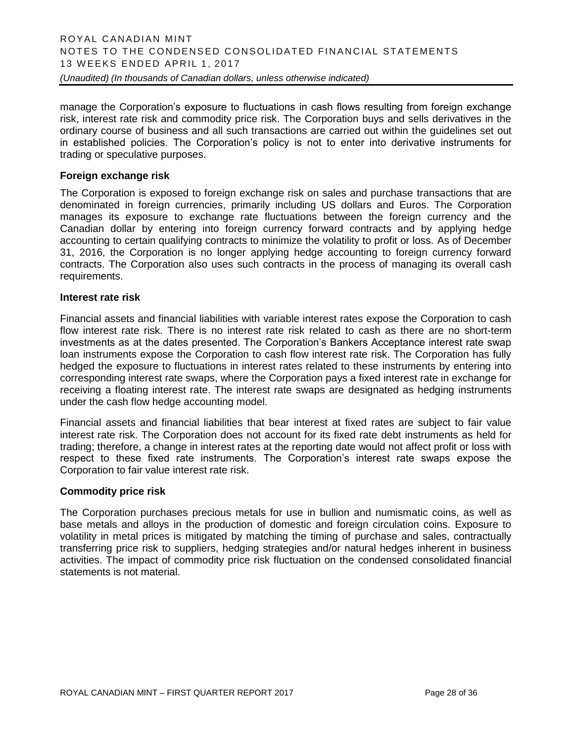manage the Corporation's exposure to fluctuations in cash flows resulting from foreign exchange risk, interest rate risk and commodity price risk. The Corporation buys and sells derivatives in the ordinary course of business and all such transactions are carried out within the guidelines set out in established policies. The Corporation's policy is not to enter into derivative instruments for trading or speculative purposes.

**Foreign exchange risk**

The Corporation is exposed to foreign exchange risk on sales and purchase transactions that are denominated in foreign currencies, primarily including US dollars and Euros. The Corporation manages its exposure to exchange rate fluctuations between the foreign currency and the Canadian dollar by entering into foreign currency forward contracts and by applying hedge accounting to certain qualifying contracts to minimize the volatility to profit or loss. As of December 31, 2016, the Corporation is no longer applying hedge accounting to foreign currency forward contracts. The Corporation also uses such contracts in the process of managing its overall cash requirements.

**Interest rate risk**

Financial assets and financial liabilities with variable interest rates expose the Corporation to cash flow interest rate risk. There is no interest rate risk related to cash as there are no short-term investments as at the dates presented. The Corporation's Bankers Acceptance interest rate swap loan instruments expose the Corporation to cash flow interest rate risk. The Corporation has fully hedged the exposure to fluctuations in interest rates related to these instruments by entering into corresponding interest rate swaps, where the Corporation pays a fixed interest rate in exchange for receiving a floating interest rate. The interest rate swaps are designated as hedging instruments under the cash flow hedge accounting model.

Financial assets and financial liabilities that bear interest at fixed rates are subject to fair value interest rate risk. The Corporation does not account for its fixed rate debt instruments as held for trading; therefore, a change in interest rates at the reporting date would not affect profit or loss with respect to these fixed rate instruments. The Corporation's interest rate swaps expose the Corporation to fair value interest rate risk.

**Commodity price risk**

The Corporation purchases precious metals for use in bullion and numismatic coins, as well as base metals and alloys in the production of domestic and foreign circulation coins. Exposure to volatility in metal prices is mitigated by matching the timing of purchase and sales, contractually transferring price risk to suppliers, hedging strategies and/or natural hedges inherent in business activities. The impact of commodity price risk fluctuation on the condensed consolidated financial statements is not material.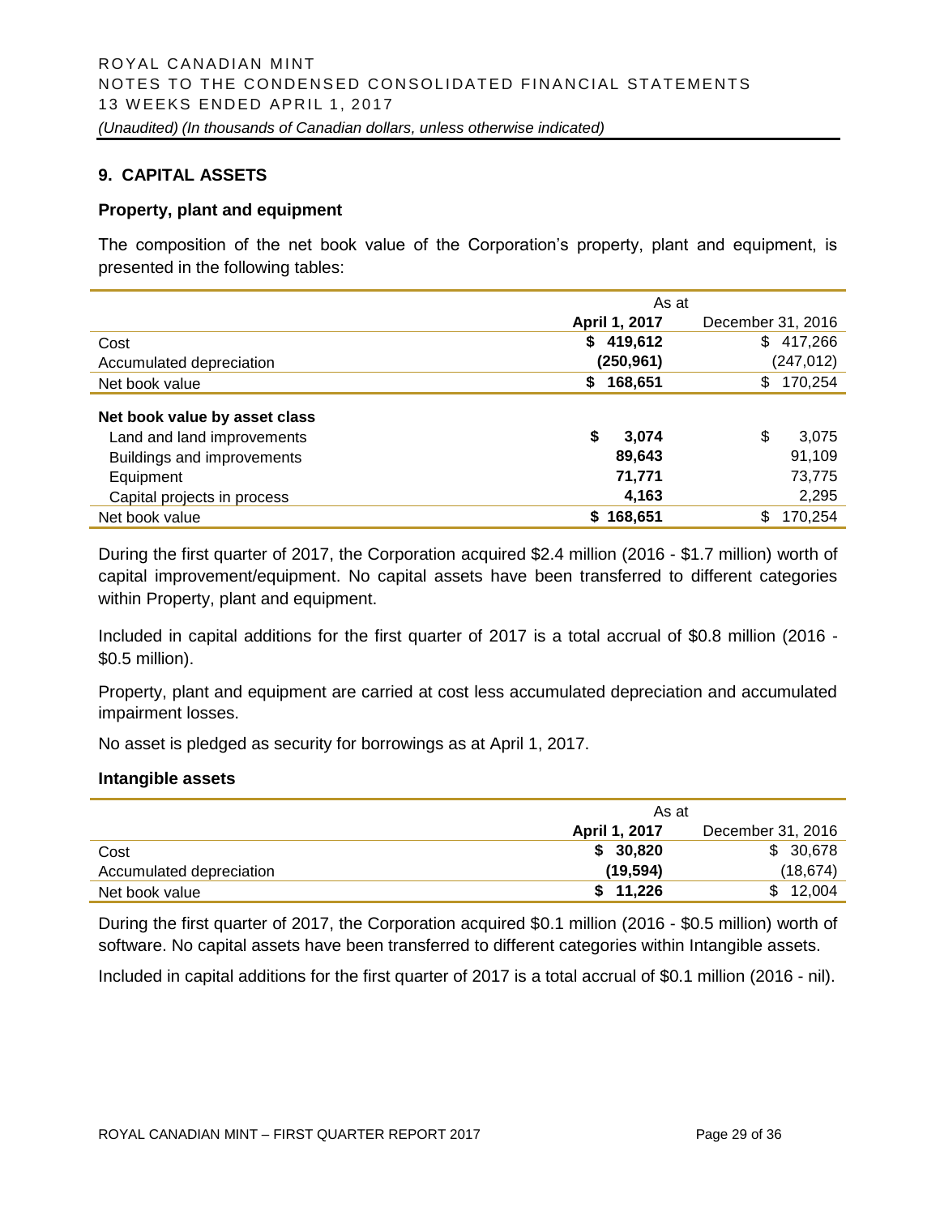## 9. CAPITAL ASSETS

### Property, plant and equipment

The composition of the net book value of the Corporation's property, plant and equipment, is presented in the following tables:

| | As at | |
|---|---|---|
| | **April 1, 2017** | December 31, 2016 |
| Cost | **$ 419,612** | $ 417,266 |
| Accumulated depreciation | **(250,961)** | (247,012) |
| Net book value | **$ 168,651** | $ 170,254 |
| **Net book value by asset class** | | |
| Land and land improvements | **$ 3,074** | $ 3,075 |
| Buildings and improvements | **89,643** | 91,109 |
| Equipment | **71,771** | 73,775 |
| Capital projects in process | **4,163** | 2,295 |
| Net book value | **$ 168,651** | $ 170,254 |

During the first quarter of 2017, the Corporation acquired $2.4 million (2016 - $1.7 million) worth of capital improvement/equipment. No capital assets have been transferred to different categories within Property, plant and equipment.

Included in capital additions for the first quarter of 2017 is a total accrual of $0.8 million (2016 - $0.5 million).

Property, plant and equipment are carried at cost less accumulated depreciation and accumulated impairment losses.

No asset is pledged as security for borrowings as at April 1, 2017.

### Intangible assets

| | As at | |
|---|---|---|
| | **April 1, 2017** | December 31, 2016 |
| Cost | **$ 30,820** | $ 30,678 |
| Accumulated depreciation | **(19,594)** | (18,674) |
| Net book value | **$ 11,226** | $ 12,004 |

During the first quarter of 2017, the Corporation acquired $0.1 million (2016 - $0.5 million) worth of software. No capital assets have been transferred to different categories within Intangible assets.

Included in capital additions for the first quarter of 2017 is a total accrual of $0.1 million (2016 - nil).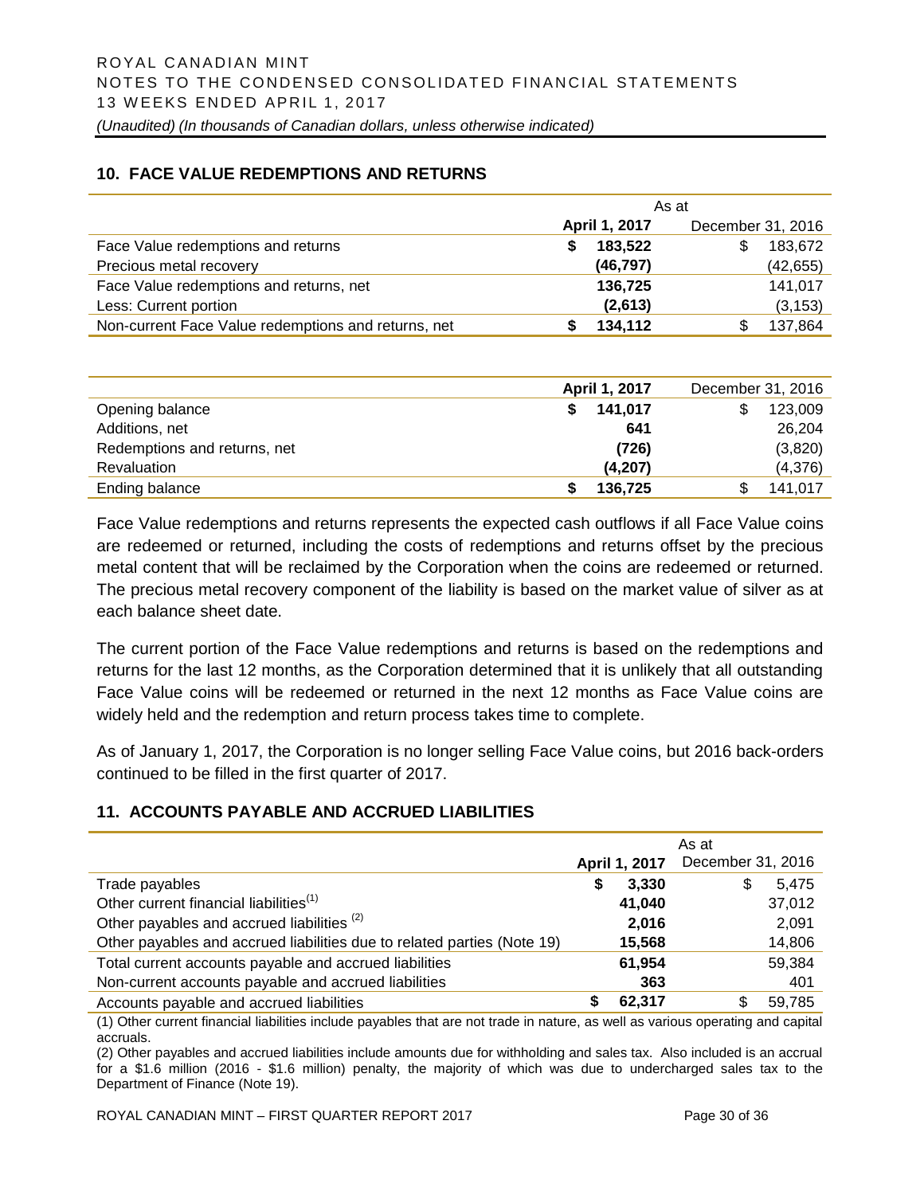## 10. FACE VALUE REDEMPTIONS AND RETURNS

| | As at | |
|---|---|---|
| | **April 1, 2017** | December 31, 2016 |
| Face Value redemptions and returns | **$ 183,522** | $ 183,672 |
| Precious metal recovery | **(46,797)** | (42,655) |
| Face Value redemptions and returns, net | **136,725** | 141,017 |
| Less: Current portion | **(2,613)** | (3,153) |
| Non-current Face Value redemptions and returns, net | **$ 134,112** | $ 137,864 |

| | **April 1, 2017** | December 31, 2016 |
|---|---|---|
| Opening balance | **$ 141,017** | $ 123,009 |
| Additions, net | **641** | 26,204 |
| Redemptions and returns, net | **(726)** | (3,820) |
| Revaluation | **(4,207)** | (4,376) |
| Ending balance | **$ 136,725** | $ 141,017 |

Face Value redemptions and returns represents the expected cash outflows if all Face Value coins are redeemed or returned, including the costs of redemptions and returns offset by the precious metal content that will be reclaimed by the Corporation when the coins are redeemed or returned. The precious metal recovery component of the liability is based on the market value of silver as at each balance sheet date.

The current portion of the Face Value redemptions and returns is based on the redemptions and returns for the last 12 months, as the Corporation determined that it is unlikely that all outstanding Face Value coins will be redeemed or returned in the next 12 months as Face Value coins are widely held and the redemption and return process takes time to complete.

As of January 1, 2017, the Corporation is no longer selling Face Value coins, but 2016 back-orders continued to be filled in the first quarter of 2017.

## 11. ACCOUNTS PAYABLE AND ACCRUED LIABILITIES

| | As at | |
|---|---|---|
| | **April 1, 2017** | December 31, 2016 |
| Trade payables | **$ 3,330** | $ 5,475 |
| Other current financial liabilities[(1)] | **41,040** | 37,012 |
| Other payables and accrued liabilities [(2)] | **2,016** | 2,091 |
| Other payables and accrued liabilities due to related parties (Note 19) | **15,568** | 14,806 |
| Total current accounts payable and accrued liabilities | **61,954** | 59,384 |
| Non-current accounts payable and accrued liabilities | **363** | 401 |
| Accounts payable and accrued liabilities | **$ 62,317** | $ 59,785 |

(1) Other current financial liabilities include payables that are not trade in nature, as well as various operating and capital accruals.

(2) Other payables and accrued liabilities include amounts due for withholding and sales tax. Also included is an accrual for a $1.6 million (2016 - $1.6 million) penalty, the majority of which was due to undercharged sales tax to the Department of Finance (Note 19).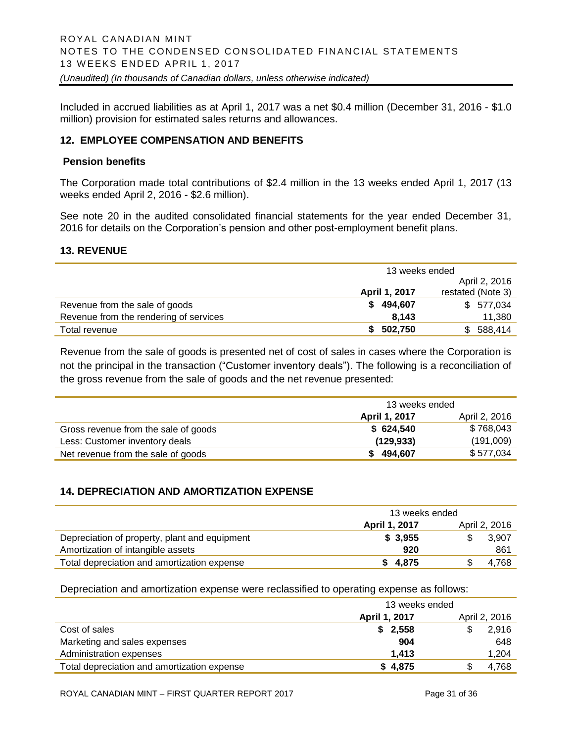Included in accrued liabilities as at April 1, 2017 was a net $0.4 million (December 31, 2016 - $1.0 million) provision for estimated sales returns and allowances.

## 12. EMPLOYEE COMPENSATION AND BENEFITS

### Pension benefits

The Corporation made total contributions of $2.4 million in the 13 weeks ended April 1, 2017 (13 weeks ended April 2, 2016 - $2.6 million).

See note 20 in the audited consolidated financial statements for the year ended December 31, 2016 for details on the Corporation's pension and other post-employment benefit plans.

## 13. REVENUE

| | 13 weeks ended | |
|---|---|---|
| | **April 1, 2017** | April 2, 2016 restated (Note 3) |
| Revenue from the sale of goods | **$ 494,607** | $ 577,034 |
| Revenue from the rendering of services | **8,143** | 11,380 |
| Total revenue | **$ 502,750** | $ 588,414 |

Revenue from the sale of goods is presented net of cost of sales in cases where the Corporation is not the principal in the transaction ("Customer inventory deals"). The following is a reconciliation of the gross revenue from the sale of goods and the net revenue presented:

| | 13 weeks ended | |
|---|---|---|
| | **April 1, 2017** | April 2, 2016 |
| Gross revenue from the sale of goods | **$ 624,540** | $ 768,043 |
| Less: Customer inventory deals | **(129,933)** | (191,009) |
| Net revenue from the sale of goods | **$ 494,607** | $ 577,034 |

## 14. DEPRECIATION AND AMORTIZATION EXPENSE

| | 13 weeks ended | |
|---|---|---|
| | **April 1, 2017** | April 2, 2016 |
| Depreciation of property, plant and equipment | **$ 3,955** | $ 3,907 |
| Amortization of intangible assets | **920** | 861 |
| Total depreciation and amortization expense | **$ 4,875** | $ 4,768 |

Depreciation and amortization expense were reclassified to operating expense as follows:

| | 13 weeks ended | |
|---|---|---|
| | **April 1, 2017** | April 2, 2016 |
| Cost of sales | **$ 2,558** | $ 2,916 |
| Marketing and sales expenses | **904** | 648 |
| Administration expenses | **1,413** | 1,204 |
| Total depreciation and amortization expense | **$ 4,875** | $ 4,768 |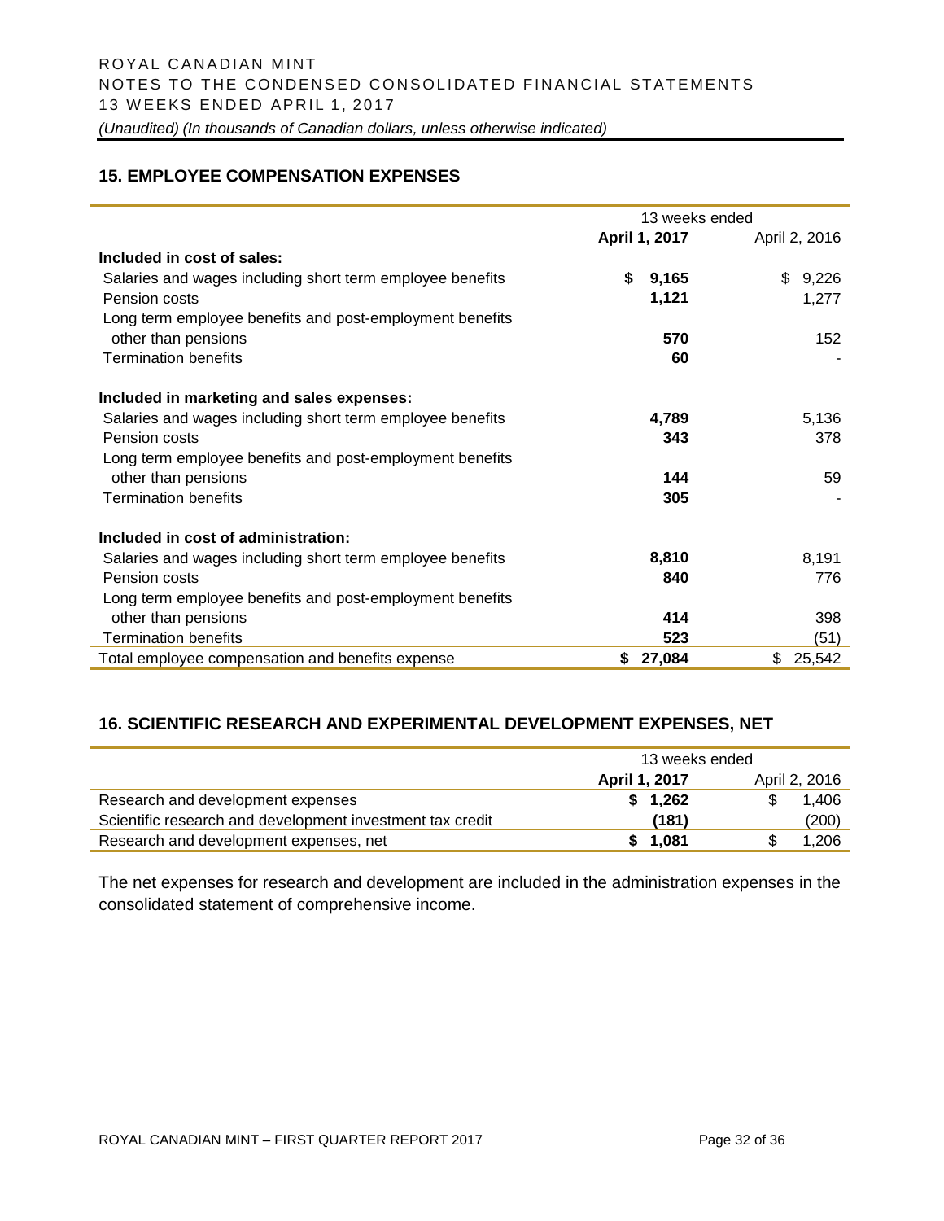## 15. EMPLOYEE COMPENSATION EXPENSES

| | 13 weeks ended | |
|---|---|---|
| | **April 1, 2017** | April 2, 2016 |
| **Included in cost of sales:** | | |
| Salaries and wages including short term employee benefits | **$ 9,165** | $ 9,226 |
| Pension costs | **1,121** | 1,277 |
| Long term employee benefits and post-employment benefits other than pensions | **570** | 152 |
| Termination benefits | **60** | - |
| **Included in marketing and sales expenses:** | | |
| Salaries and wages including short term employee benefits | **4,789** | 5,136 |
| Pension costs | **343** | 378 |
| Long term employee benefits and post-employment benefits other than pensions | **144** | 59 |
| Termination benefits | **305** | - |
| **Included in cost of administration:** | | |
| Salaries and wages including short term employee benefits | **8,810** | 8,191 |
| Pension costs | **840** | 776 |
| Long term employee benefits and post-employment benefits other than pensions | **414** | 398 |
| Termination benefits | **523** | (51) |
| Total employee compensation and benefits expense | **$ 27,084** | $ 25,542 |

## 16. SCIENTIFIC RESEARCH AND EXPERIMENTAL DEVELOPMENT EXPENSES, NET

| | 13 weeks ended | |
|---|---|---|
| | **April 1, 2017** | April 2, 2016 |
| Research and development expenses | **$ 1,262** | $ 1,406 |
| Scientific research and development investment tax credit | **(181)** | (200) |
| Research and development expenses, net | **$ 1,081** | $ 1,206 |

The net expenses for research and development are included in the administration expenses in the consolidated statement of comprehensive income.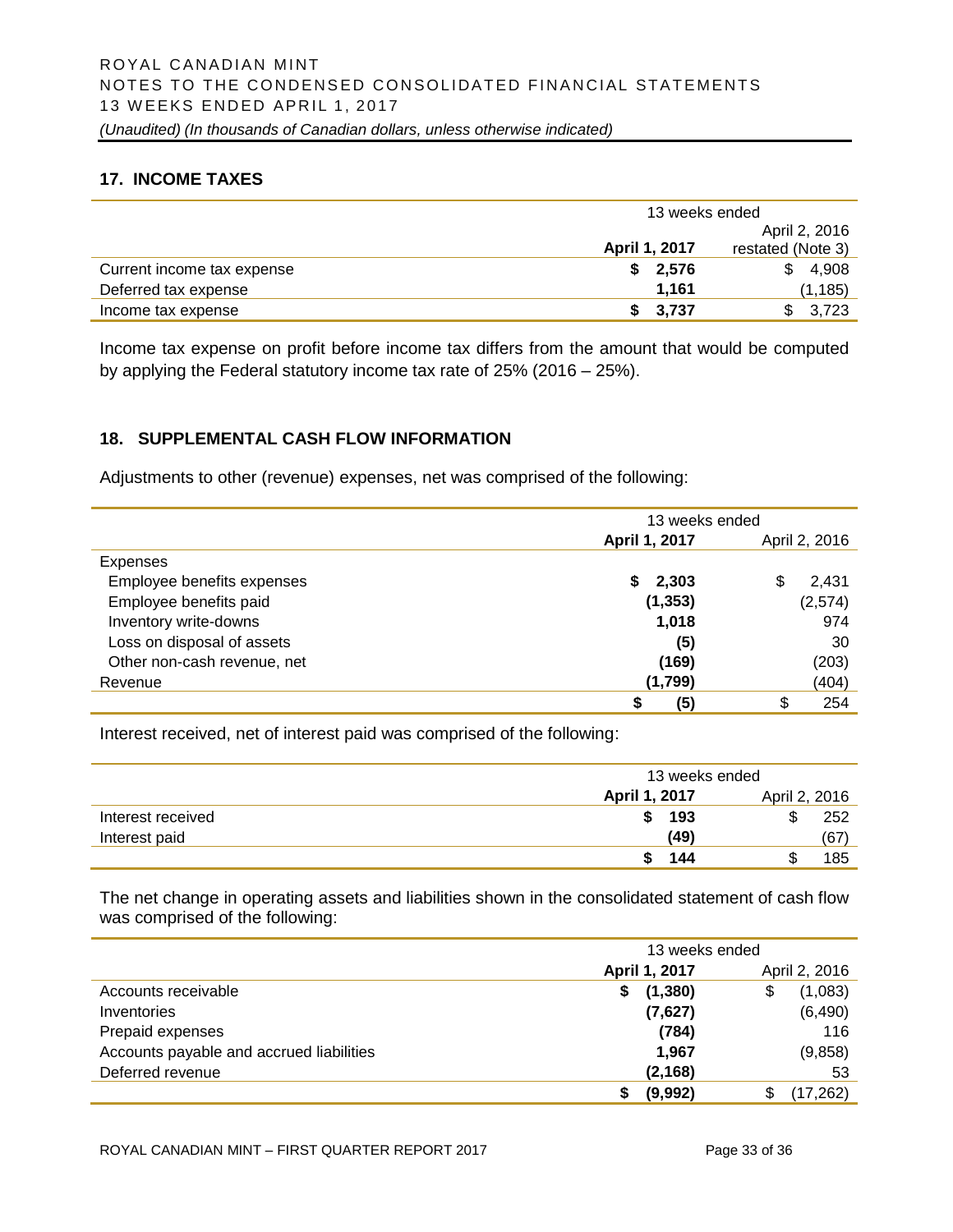## 17. INCOME TAXES

| | 13 weeks ended | |
|---|---|---|
| | **April 1, 2017** | April 2, 2016 restated (Note 3) |
| Current income tax expense | **$ 2,576** | $ 4,908 |
| Deferred tax expense | **1,161** | (1,185) |
| Income tax expense | **$ 3,737** | $ 3,723 |

Income tax expense on profit before income tax differs from the amount that would be computed by applying the Federal statutory income tax rate of 25% (2016 – 25%).

## 18. SUPPLEMENTAL CASH FLOW INFORMATION

Adjustments to other (revenue) expenses, net was comprised of the following:

| | 13 weeks ended | |
|---|---|---|
| | **April 1, 2017** | April 2, 2016 |
| Expenses | | |
| Employee benefits expenses | **$ 2,303** | $ 2,431 |
| Employee benefits paid | **(1,353)** | (2,574) |
| Inventory write-downs | **1,018** | 974 |
| Loss on disposal of assets | **(5)** | 30 |
| Other non-cash revenue, net | **(169)** | (203) |
| Revenue | **(1,799)** | (404) |
| | **$ (5)** | $ 254 |

Interest received, net of interest paid was comprised of the following:

| | 13 weeks ended | |
|---|---|---|
| | **April 1, 2017** | April 2, 2016 |
| Interest received | **$ 193** | $ 252 |
| Interest paid | **(49)** | (67) |
| | **$ 144** | $ 185 |

The net change in operating assets and liabilities shown in the consolidated statement of cash flow was comprised of the following:

| | 13 weeks ended | |
|---|---|---|
| | **April 1, 2017** | April 2, 2016 |
| Accounts receivable | **$ (1,380)** | $ (1,083) |
| Inventories | **(7,627)** | (6,490) |
| Prepaid expenses | **(784)** | 116 |
| Accounts payable and accrued liabilities | **1,967** | (9,858) |
| Deferred revenue | **(2,168)** | 53 |
| | **$ (9,992)** | $ (17,262) |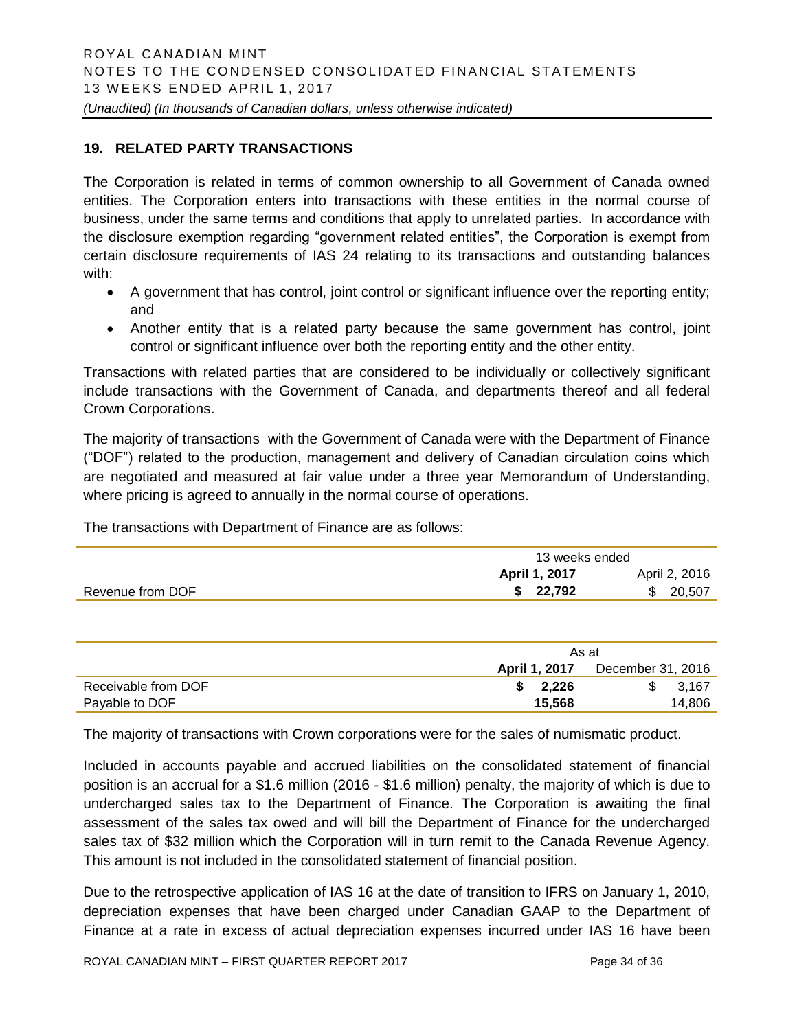## 19. RELATED PARTY TRANSACTIONS

The Corporation is related in terms of common ownership to all Government of Canada owned entities. The Corporation enters into transactions with these entities in the normal course of business, under the same terms and conditions that apply to unrelated parties. In accordance with the disclosure exemption regarding "government related entities", the Corporation is exempt from certain disclosure requirements of IAS 24 relating to its transactions and outstanding balances with:

- A government that has control, joint control or significant influence over the reporting entity; and
- Another entity that is a related party because the same government has control, joint control or significant influence over both the reporting entity and the other entity.

Transactions with related parties that are considered to be individually or collectively significant include transactions with the Government of Canada, and departments thereof and all federal Crown Corporations.

The majority of transactions with the Government of Canada were with the Department of Finance ("DOF") related to the production, management and delivery of Canadian circulation coins which are negotiated and measured at fair value under a three year Memorandum of Understanding, where pricing is agreed to annually in the normal course of operations.

The transactions with Department of Finance are as follows:

| | 13 weeks ended | |
|---|---|---|
| | **April 1, 2017** | April 2, 2016 |
| Revenue from DOF | **$ 22,792** | $ 20,507 |

| | As at | |
|---|---|---|
| | **April 1, 2017** | December 31, 2016 |
| Receivable from DOF | **$ 2,226** | $ 3,167 |
| Payable to DOF | **15,568** | 14,806 |

The majority of transactions with Crown corporations were for the sales of numismatic product.

Included in accounts payable and accrued liabilities on the consolidated statement of financial position is an accrual for a $1.6 million (2016 - $1.6 million) penalty, the majority of which is due to undercharged sales tax to the Department of Finance. The Corporation is awaiting the final assessment of the sales tax owed and will bill the Department of Finance for the undercharged sales tax of $32 million which the Corporation will in turn remit to the Canada Revenue Agency. This amount is not included in the consolidated statement of financial position.

Due to the retrospective application of IAS 16 at the date of transition to IFRS on January 1, 2010, depreciation expenses that have been charged under Canadian GAAP to the Department of Finance at a rate in excess of actual depreciation expenses incurred under IAS 16 have been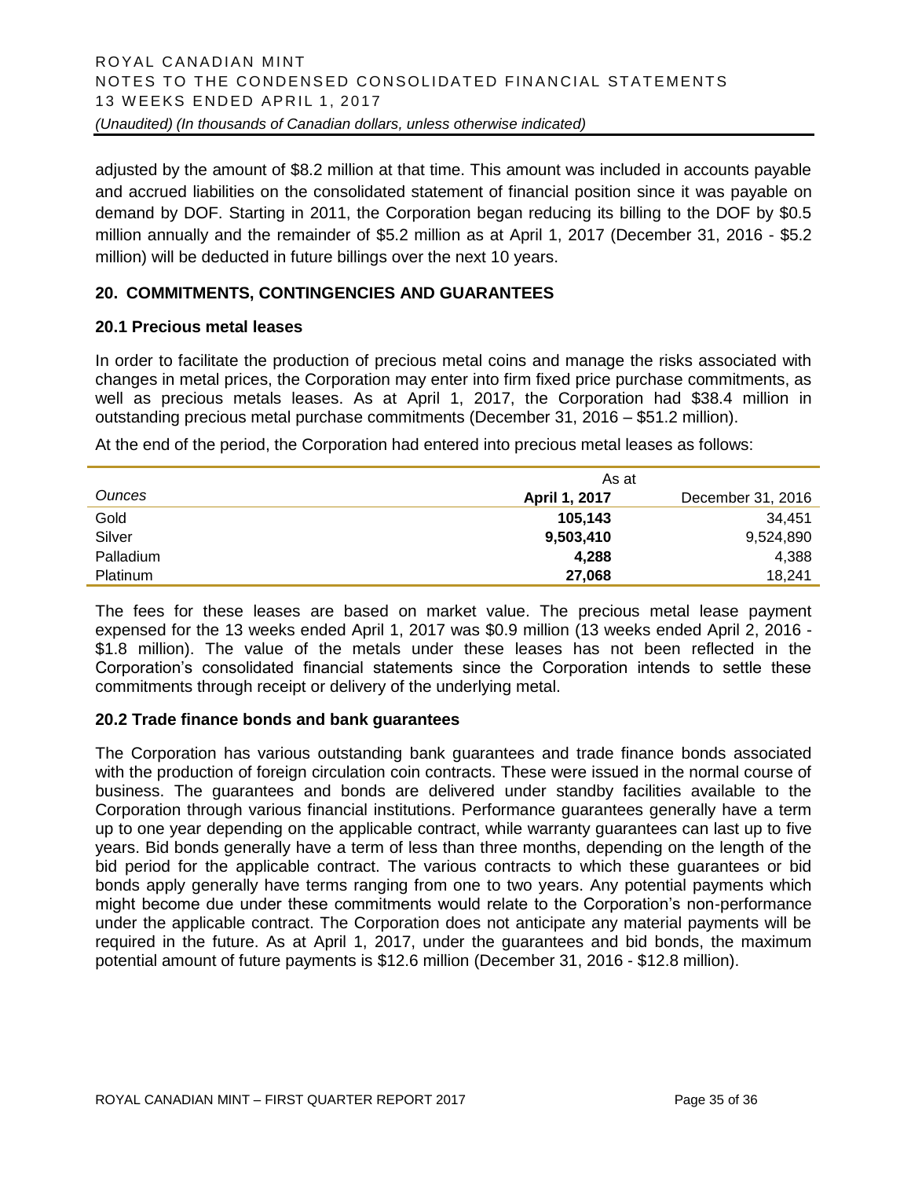adjusted by the amount of $8.2 million at that time. This amount was included in accounts payable and accrued liabilities on the consolidated statement of financial position since it was payable on demand by DOF. Starting in 2011, the Corporation began reducing its billing to the DOF by $0.5 million annually and the remainder of $5.2 million as at April 1, 2017 (December 31, 2016 - $5.2 million) will be deducted in future billings over the next 10 years.

## 20. COMMITMENTS, CONTINGENCIES AND GUARANTEES

### 20.1 Precious metal leases

In order to facilitate the production of precious metal coins and manage the risks associated with changes in metal prices, the Corporation may enter into firm fixed price purchase commitments, as well as precious metals leases. As at April 1, 2017, the Corporation had $38.4 million in outstanding precious metal purchase commitments (December 31, 2016 – $51.2 million).

At the end of the period, the Corporation had entered into precious metal leases as follows:

| | As at | |
|---|---|---|
| *Ounces* | **April 1, 2017** | December 31, 2016 |
| Gold | **105,143** | 34,451 |
| Silver | **9,503,410** | 9,524,890 |
| Palladium | **4,288** | 4,388 |
| Platinum | **27,068** | 18,241 |

The fees for these leases are based on market value. The precious metal lease payment expensed for the 13 weeks ended April 1, 2017 was $0.9 million (13 weeks ended April 2, 2016 - $1.8 million). The value of the metals under these leases has not been reflected in the Corporation's consolidated financial statements since the Corporation intends to settle these commitments through receipt or delivery of the underlying metal.

### 20.2 Trade finance bonds and bank guarantees

The Corporation has various outstanding bank guarantees and trade finance bonds associated with the production of foreign circulation coin contracts. These were issued in the normal course of business. The guarantees and bonds are delivered under standby facilities available to the Corporation through various financial institutions. Performance guarantees generally have a term up to one year depending on the applicable contract, while warranty guarantees can last up to five years. Bid bonds generally have a term of less than three months, depending on the length of the bid period for the applicable contract. The various contracts to which these guarantees or bid bonds apply generally have terms ranging from one to two years. Any potential payments which might become due under these commitments would relate to the Corporation's non-performance under the applicable contract. The Corporation does not anticipate any material payments will be required in the future. As at April 1, 2017, under the guarantees and bid bonds, the maximum potential amount of future payments is $12.6 million (December 31, 2016 - $12.8 million).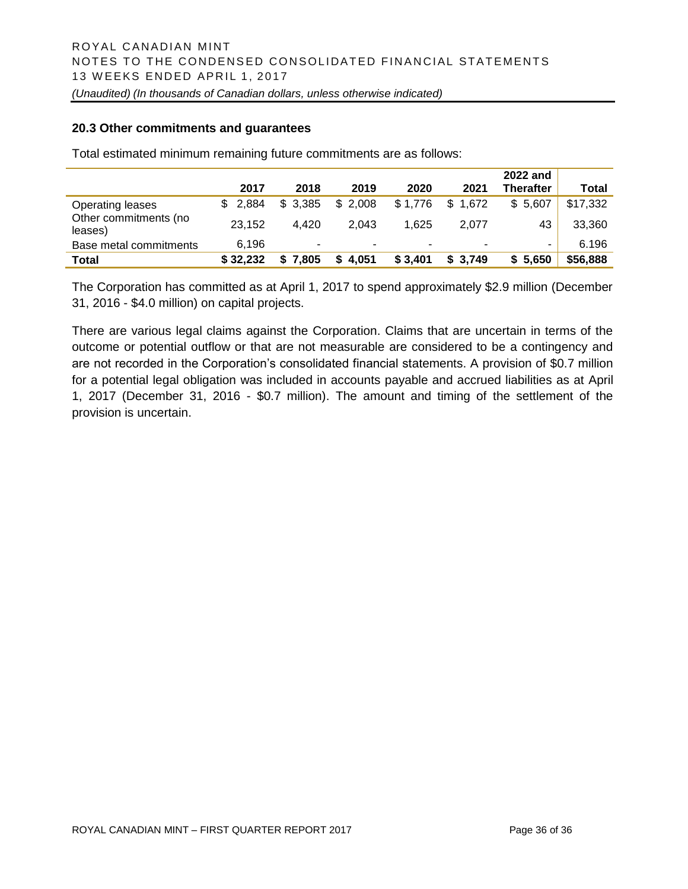### 20.3 Other commitments and guarantees

Total estimated minimum remaining future commitments are as follows:

| | 2017 | 2018 | 2019 | 2020 | 2021 | 2022 and Therafter | Total |
|---|---|---|---|---|---|---|---|
| Operating leases | $ 2,884 | $ 3,385 | $ 2,008 | $ 1,776 | $ 1,672 | $ 5,607 | $17,332 |
| Other commitments (no leases) | 23,152 | 4,420 | 2,043 | 1,625 | 2,077 | 43 | 33,360 |
| Base metal commitments | 6,196 | - | - | - | - | - | 6.196 |
| **Total** | **$ 32,232** | **$ 7,805** | **$ 4,051** | **$ 3,401** | **$ 3,749** | **$ 5,650** | **$56,888** |

The Corporation has committed as at April 1, 2017 to spend approximately $2.9 million (December 31, 2016 - $4.0 million) on capital projects.

There are various legal claims against the Corporation. Claims that are uncertain in terms of the outcome or potential outflow or that are not measurable are considered to be a contingency and are not recorded in the Corporation's consolidated financial statements. A provision of $0.7 million for a potential legal obligation was included in accounts payable and accrued liabilities as at April 1, 2017 (December 31, 2016 - $0.7 million). The amount and timing of the settlement of the provision is uncertain.